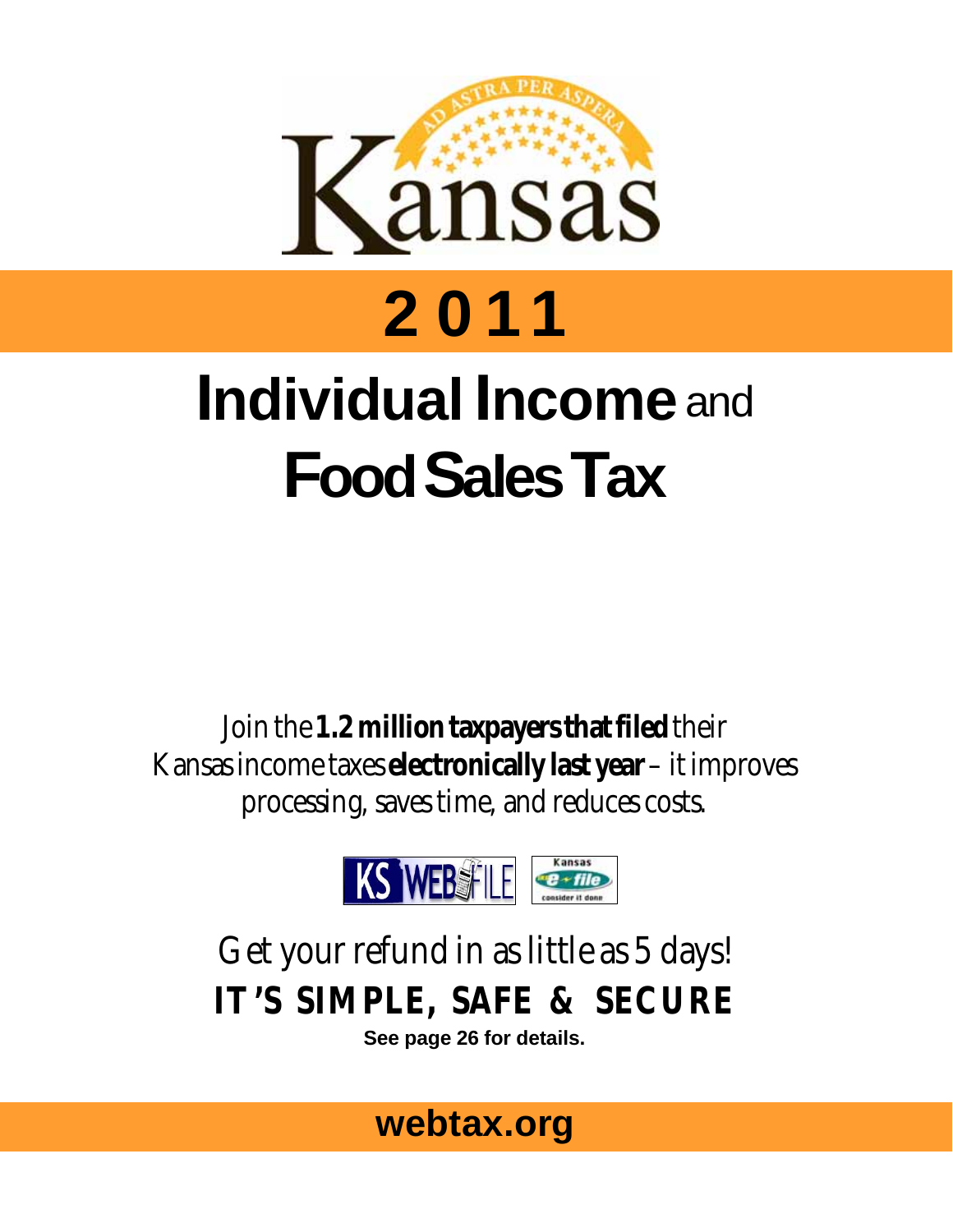Kansas

AD ASTRA PER ASPERA

# 2011

# Individual Income and Food Sales Tax

Join the **1.2 million taxpayers that filed** their Kansas income taxes **electronically last year** – it improves processing, saves time, and reduces costs.

KS WEBFILE

Kansas e-file consider it done

Get your refund in as little as 5 days!

**IT'S SIMPLE, SAFE & SECURE**

**See page 26 for details.**

**webtax.org**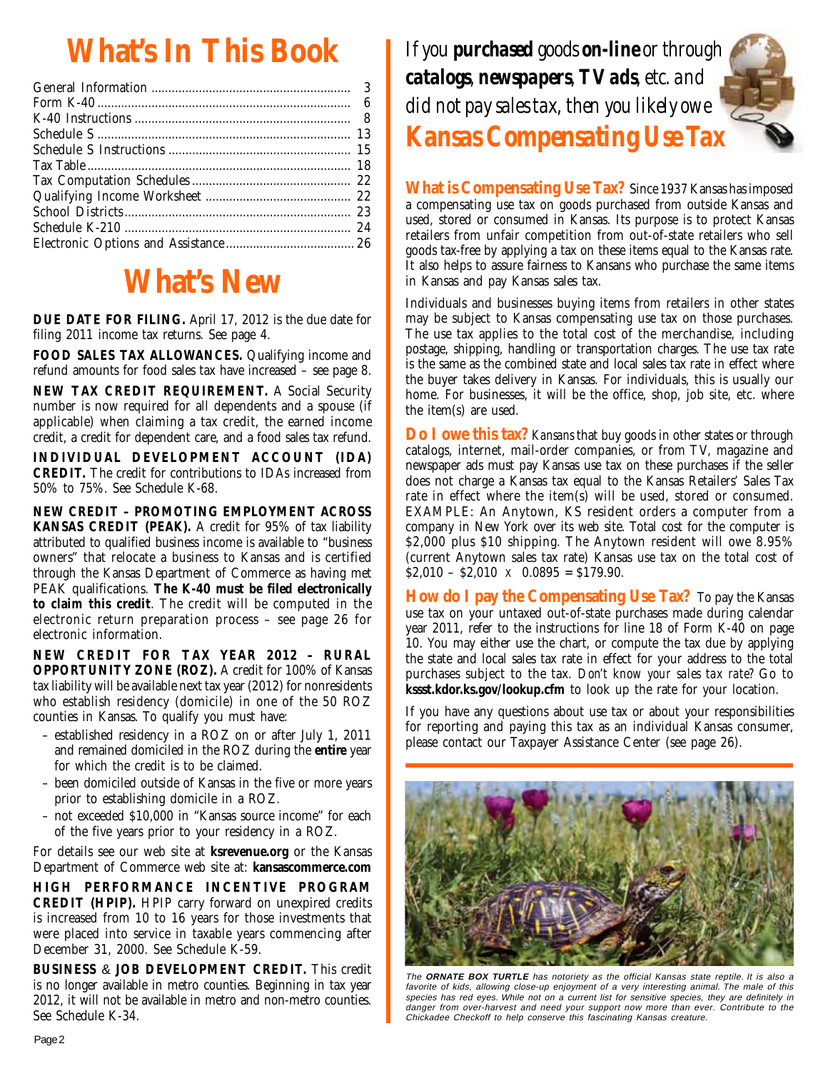# What's In This Book

| | |
|---|---|
| General Information | 3 |
| Form K-40 | 6 |
| K-40 Instructions | 8 |
| Schedule S | 13 |
| Schedule S Instructions | 15 |
| Tax Table | 18 |
| Tax Computation Schedules | 22 |
| Qualifying Income Worksheet | 22 |
| School Districts | 23 |
| Schedule K-210 | 24 |
| Electronic Options and Assistance | 26 |

# What's New

**DUE DATE FOR FILING.** April 17, 2012 is the due date for filing 2011 income tax returns. See page 4.

**FOOD SALES TAX ALLOWANCES.** Qualifying income and refund amounts for food sales tax have increased – see page 8.

**NEW TAX CREDIT REQUIREMENT.** A Social Security number is now required for all dependents and a spouse (if applicable) when claiming a tax credit, the earned income credit, a credit for dependent care, and a food sales tax refund.

**INDIVIDUAL DEVELOPMENT ACCOUNT (IDA) CREDIT.** The credit for contributions to IDAs increased from 50% to 75%. See Schedule K-68.

**NEW CREDIT – PROMOTING EMPLOYMENT ACROSS KANSAS CREDIT (PEAK).** A credit for 95% of tax liability attributed to qualified business income is available to "business owners" that relocate a business to Kansas and is certified through the Kansas Department of Commerce as having met PEAK qualifications. **The K-40 must be filed electronically to claim this credit**. The credit will be computed in the electronic return preparation process – see page 26 for electronic information.

**NEW CREDIT FOR TAX YEAR 2012 – RURAL OPPORTUNITY ZONE (ROZ).** A credit for 100% of Kansas tax liability will be available next tax year (2012) for nonresidents who establish residency (domicile) in one of the 50 ROZ counties in Kansas. To qualify you must have:

- established residency in a ROZ on or after July 1, 2011 and remained domiciled in the ROZ during the **entire** year for which the credit is to be claimed.
- been domiciled outside of Kansas in the five or more years prior to establishing domicile in a ROZ.
- not exceeded $10,000 in "Kansas source income" for each of the five years prior to your residency in a ROZ.

For details see our web site at **ksrevenue.org** or the Kansas Department of Commerce web site at: **kansascommerce.com**

**HIGH PERFORMANCE INCENTIVE PROGRAM CREDIT (HPIP).** HPIP carry forward on unexpired credits is increased from 10 to 16 years for those investments that were placed into service in taxable years commencing after December 31, 2000. See Schedule K-59.

**BUSINESS & JOB DEVELOPMENT CREDIT.** This credit is no longer available in metro counties. Beginning in tax year 2012, it will not be available in metro and non-metro counties. See Schedule K-34.

*If you **purchased** goods **on-line** or through **catalogs**, **newspapers**, **TV ads**, etc. and did not pay sales tax, then you likely owe*

## Kansas Compensating Use Tax

**What is Compensating Use Tax?** Since 1937 Kansas has imposed a compensating use tax on goods purchased from outside Kansas and used, stored or consumed in Kansas. Its purpose is to protect Kansas retailers from unfair competition from out-of-state retailers who sell goods tax-free by applying a tax on these items equal to the Kansas rate. It also helps to assure fairness to Kansans who purchase the same items in Kansas and pay Kansas sales tax.

Individuals and businesses buying items from retailers in other states may be subject to Kansas compensating use tax on those purchases. The use tax applies to the total cost of the merchandise, including postage, shipping, handling or transportation charges. The use tax rate is the same as the combined state and local sales tax rate in effect where the buyer takes delivery in Kansas. For individuals, this is usually our home. For businesses, it will be the office, shop, job site, etc. where the item(s) are used.

**Do I owe this tax?** Kansans that buy goods in other states or through catalogs, internet, mail-order companies, or from TV, magazine and newspaper ads must pay Kansas use tax on these purchases if the seller does not charge a Kansas tax equal to the Kansas Retailers' Sales Tax rate in effect where the item(s) will be used, stored or consumed. EXAMPLE: An Anytown, KS resident orders a computer from a company in New York over its web site. Total cost for the computer is $2,000 plus $10 shipping. The Anytown resident will owe 8.95% (current Anytown sales tax rate) Kansas use tax on the total cost of $2,010 – $2,010 x 0.0895 = $179.90.

**How do I pay the Compensating Use Tax?** To pay the Kansas use tax on your untaxed out-of-state purchases made during calendar year 2011, refer to the instructions for line 18 of Form K-40 on page 10. You may either use the chart, or compute the tax due by applying the state and local sales tax rate in effect for your address to the total purchases subject to the tax. *Don't know your sales tax rate?* Go to **kssst.kdor.ks.gov/lookup.cfm** to look up the rate for your location.

If you have any questions about use tax or about your responsibilities for reporting and paying this tax as an individual Kansas consumer, please contact our Taxpayer Assistance Center (see page 26).

*The **ORNATE BOX TURTLE** has notoriety as the official Kansas state reptile. It is also a favorite of kids, allowing close-up enjoyment of a very interesting animal. The male of this species has red eyes. While not on a current list for sensitive species, they are definitely in danger from over-harvest and need your support now more than ever. Contribute to the Chickadee Checkoff to help conserve this fascinating Kansas creature.*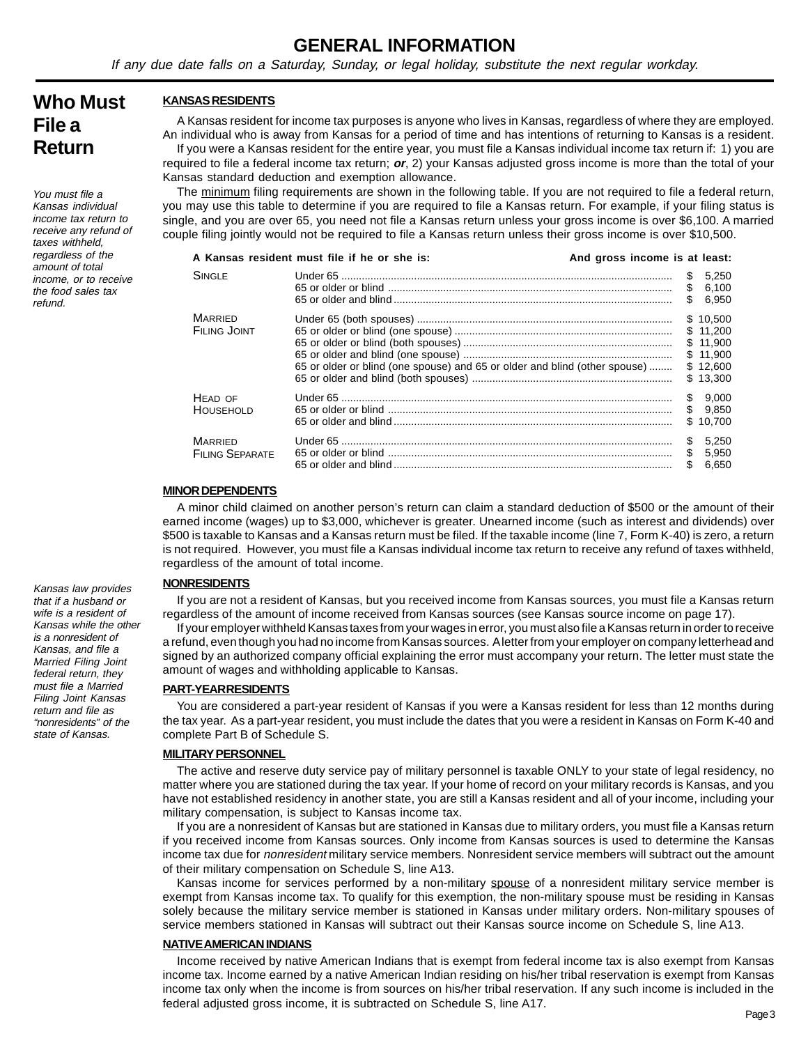# GENERAL INFORMATION

*If any due date falls on a Saturday, Sunday, or legal holiday, substitute the next regular workday.*

## Who Must File a Return

*You must file a Kansas individual income tax return to receive any refund of taxes withheld, regardless of the amount of total income, or to receive the food sales tax refund.*

### KANSAS RESIDENTS

A Kansas resident for income tax purposes is anyone who lives in Kansas, regardless of where they are employed. An individual who is away from Kansas for a period of time and has intentions of returning to Kansas is a resident.

If you were a Kansas resident for the entire year, you must file a Kansas individual income tax return if: 1) you are required to file a federal income tax return; ***or***, 2) your Kansas adjusted gross income is more than the total of your Kansas standard deduction and exemption allowance.

The minimum filing requirements are shown in the following table. If you are not required to file a federal return, you may use this table to determine if you are required to file a Kansas return. For example, if your filing status is single, and you are over 65, you need not file a Kansas return unless your gross income is over $6,100. A married couple filing jointly would not be required to file a Kansas return unless their gross income is over $10,500.

| A Kansas resident must file if he or she is: | | And gross income is at least: |
|---|---|---|
| Single | Under 65 | $ 5,250 |
| | 65 or older or blind | $ 6,100 |
| | 65 or older and blind | $ 6,950 |
| Married Filing Joint | Under 65 (both spouses) | $ 10,500 |
| | 65 or older or blind (one spouse) | $ 11,200 |
| | 65 or older or blind (both spouses) | $ 11,900 |
| | 65 or older and blind (one spouse) | $ 11,900 |
| | 65 or older or blind (one spouse) and 65 or older and blind (other spouse) | $ 12,600 |
| | 65 or older and blind (both spouses) | $ 13,300 |
| Head of Household | Under 65 | $ 9,000 |
| | 65 or older or blind | $ 9,850 |
| | 65 or older and blind | $ 10,700 |
| Married Filing Separate | Under 65 | $ 5,250 |
| | 65 or older or blind | $ 5,950 |
| | 65 or older and blind | $ 6,650 |

### MINOR DEPENDENTS

A minor child claimed on another person's return can claim a standard deduction of $500 or the amount of their earned income (wages) up to $3,000, whichever is greater. Unearned income (such as interest and dividends) over $500 is taxable to Kansas and a Kansas return must be filed. If the taxable income (line 7, Form K-40) is zero, a return is not required. However, you must file a Kansas individual income tax return to receive any refund of taxes withheld, regardless of the amount of total income.

### NONRESIDENTS

*Kansas law provides that if a husband or wife is a resident of Kansas while the other is a nonresident of Kansas, and file a Married Filing Joint federal return, they must file a Married Filing Joint Kansas return and file as "nonresidents" of the state of Kansas.*

If you are not a resident of Kansas, but you received income from Kansas sources, you must file a Kansas return regardless of the amount of income received from Kansas sources (see Kansas source income on page 17).

If your employer withheld Kansas taxes from your wages in error, you must also file a Kansas return in order to receive a refund, even though you had no income from Kansas sources. A letter from your employer on company letterhead and signed by an authorized company official explaining the error must accompany your return. The letter must state the amount of wages and withholding applicable to Kansas.

### PART-YEAR RESIDENTS

You are considered a part-year resident of Kansas if you were a Kansas resident for less than 12 months during the tax year. As a part-year resident, you must include the dates that you were a resident in Kansas on Form K-40 and complete Part B of Schedule S.

### MILITARY PERSONNEL

The active and reserve duty service pay of military personnel is taxable ONLY to your state of legal residency, no matter where you are stationed during the tax year. If your home of record on your military records is Kansas, and you have not established residency in another state, you are still a Kansas resident and all of your income, including your military compensation, is subject to Kansas income tax.

If you are a nonresident of Kansas but are stationed in Kansas due to military orders, you must file a Kansas return if you received income from Kansas sources. Only income from Kansas sources is used to determine the Kansas income tax due for *nonresident* military service members. Nonresident service members will subtract out the amount of their military compensation on Schedule S, line A13.

Kansas income for services performed by a non-military spouse of a nonresident military service member is exempt from Kansas income tax. To qualify for this exemption, the non-military spouse must be residing in Kansas solely because the military service member is stationed in Kansas under military orders. Non-military spouses of service members stationed in Kansas will subtract out their Kansas source income on Schedule S, line A13.

### NATIVE AMERICAN INDIANS

Income received by native American Indians that is exempt from federal income tax is also exempt from Kansas income tax. Income earned by a native American Indian residing on his/her tribal reservation is exempt from Kansas income tax only when the income is from sources on his/her tribal reservation. If any such income is included in the federal adjusted gross income, it is subtracted on Schedule S, line A17.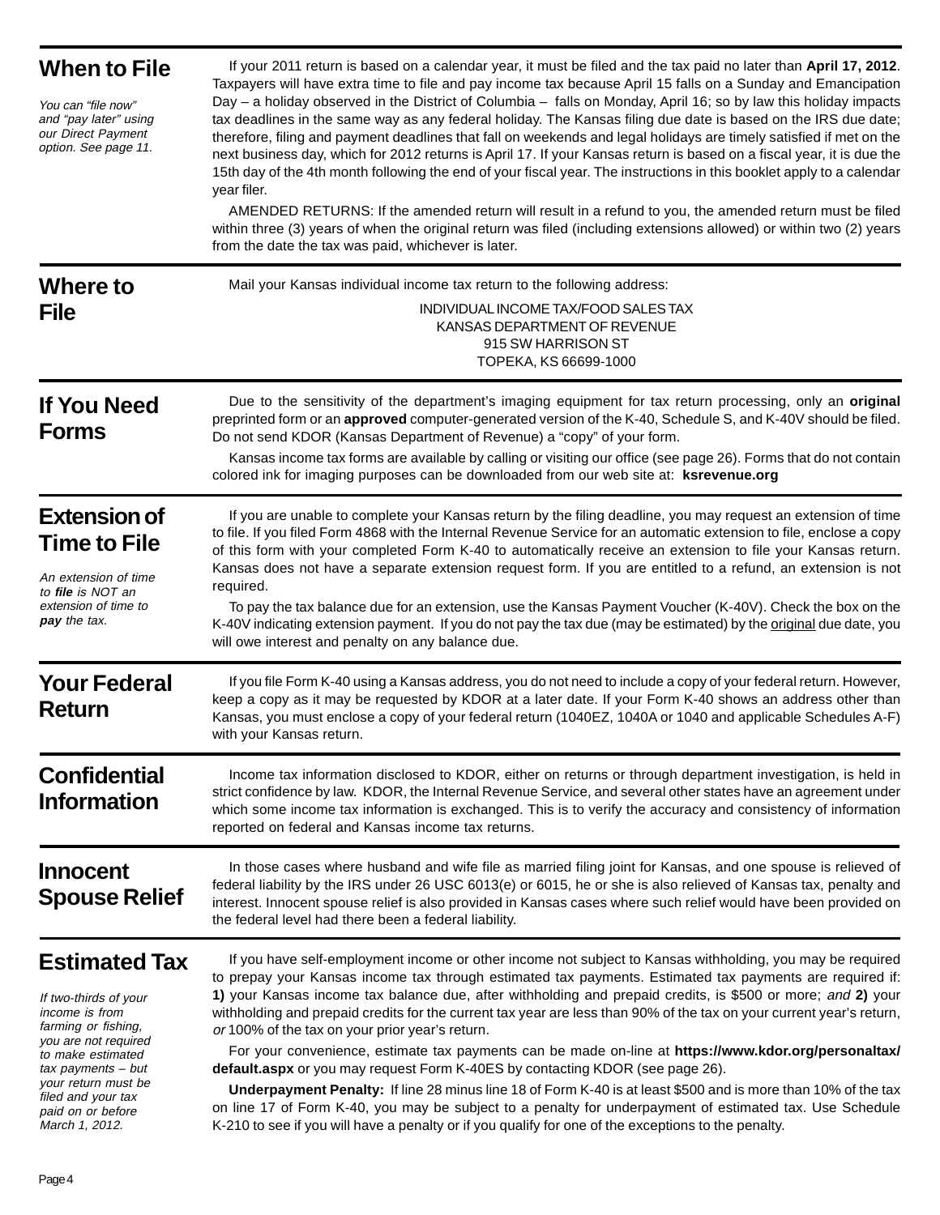## When to File

*You can "file now" and "pay later" using our Direct Payment option. See page 11.*

If your 2011 return is based on a calendar year, it must be filed and the tax paid no later than **April 17, 2012**. Taxpayers will have extra time to file and pay income tax because April 15 falls on a Sunday and Emancipation Day – a holiday observed in the District of Columbia – falls on Monday, April 16; so by law this holiday impacts tax deadlines in the same way as any federal holiday. The Kansas filing due date is based on the IRS due date; therefore, filing and payment deadlines that fall on weekends and legal holidays are timely satisfied if met on the next business day, which for 2012 returns is April 17. If your Kansas return is based on a fiscal year, it is due the 15th day of the 4th month following the end of your fiscal year. The instructions in this booklet apply to a calendar year filer.

AMENDED RETURNS: If the amended return will result in a refund to you, the amended return must be filed within three (3) years of when the original return was filed (including extensions allowed) or within two (2) years from the date the tax was paid, whichever is later.

## Where to File

Mail your Kansas individual income tax return to the following address:

INDIVIDUAL INCOME TAX/FOOD SALES TAX
KANSAS DEPARTMENT OF REVENUE
915 SW HARRISON ST
TOPEKA, KS 66699-1000

## If You Need Forms

Due to the sensitivity of the department's imaging equipment for tax return processing, only an **original** preprinted form or an **approved** computer-generated version of the K-40, Schedule S, and K-40V should be filed. Do not send KDOR (Kansas Department of Revenue) a "copy" of your form.

Kansas income tax forms are available by calling or visiting our office (see page 26). Forms that do not contain colored ink for imaging purposes can be downloaded from our web site at: **ksrevenue.org**

## Extension of Time to File

*An extension of time to **file** is NOT an extension of time to **pay** the tax.*

If you are unable to complete your Kansas return by the filing deadline, you may request an extension of time to file. If you filed Form 4868 with the Internal Revenue Service for an automatic extension to file, enclose a copy of this form with your completed Form K-40 to automatically receive an extension to file your Kansas return. Kansas does not have a separate extension request form. If you are entitled to a refund, an extension is not required.

To pay the tax balance due for an extension, use the Kansas Payment Voucher (K-40V). Check the box on the K-40V indicating extension payment. If you do not pay the tax due (may be estimated) by the original due date, you will owe interest and penalty on any balance due.

## Your Federal Return

If you file Form K-40 using a Kansas address, you do not need to include a copy of your federal return. However, keep a copy as it may be requested by KDOR at a later date. If your Form K-40 shows an address other than Kansas, you must enclose a copy of your federal return (1040EZ, 1040A or 1040 and applicable Schedules A-F) with your Kansas return.

## Confidential Information

Income tax information disclosed to KDOR, either on returns or through department investigation, is held in strict confidence by law. KDOR, the Internal Revenue Service, and several other states have an agreement under which some income tax information is exchanged. This is to verify the accuracy and consistency of information reported on federal and Kansas income tax returns.

## Innocent Spouse Relief

In those cases where husband and wife file as married filing joint for Kansas, and one spouse is relieved of federal liability by the IRS under 26 USC 6013(e) or 6015, he or she is also relieved of Kansas tax, penalty and interest. Innocent spouse relief is also provided in Kansas cases where such relief would have been provided on the federal level had there been a federal liability.

## Estimated Tax

*If two-thirds of your income is from farming or fishing, you are not required to make estimated tax payments – but your return must be filed and your tax paid on or before March 1, 2012.*

If you have self-employment income or other income not subject to Kansas withholding, you may be required to prepay your Kansas income tax through estimated tax payments. Estimated tax payments are required if: **1)** your Kansas income tax balance due, after withholding and prepaid credits, is $500 or more; *and* **2)** your withholding and prepaid credits for the current tax year are less than 90% of the tax on your current year's return, *or* 100% of the tax on your prior year's return.

For your convenience, estimate tax payments can be made on-line at **https://www.kdor.org/personaltax/default.aspx** or you may request Form K-40ES by contacting KDOR (see page 26).

**Underpayment Penalty:** If line 28 minus line 18 of Form K-40 is at least $500 and is more than 10% of the tax on line 17 of Form K-40, you may be subject to a penalty for underpayment of estimated tax. Use Schedule K-210 to see if you will have a penalty or if you qualify for one of the exceptions to the penalty.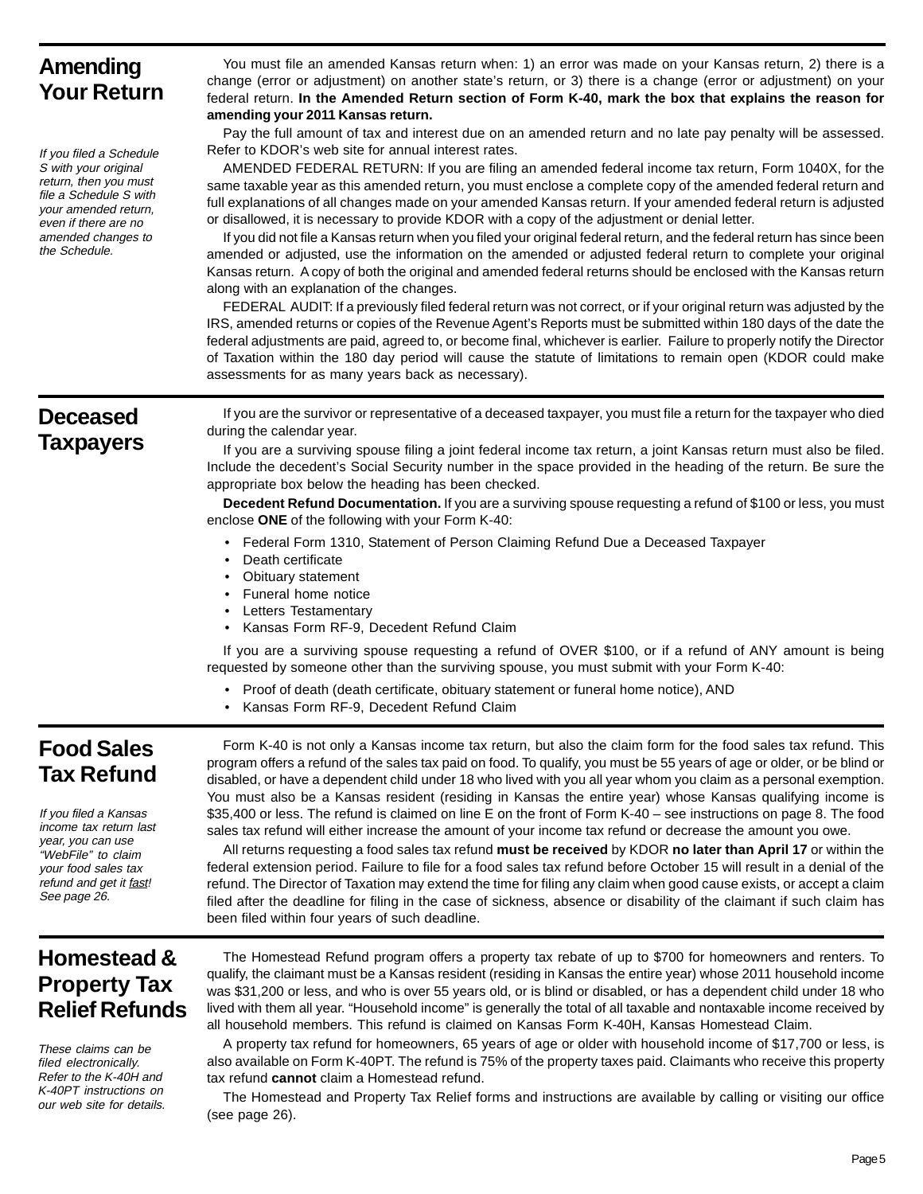## Amending Your Return

*If you filed a Schedule S with your original return, then you must file a Schedule S with your amended return, even if there are no amended changes to the Schedule.*

You must file an amended Kansas return when: 1) an error was made on your Kansas return, 2) there is a change (error or adjustment) on another state's return, or 3) there is a change (error or adjustment) on your federal return. **In the Amended Return section of Form K-40, mark the box that explains the reason for amending your 2011 Kansas return.**

Pay the full amount of tax and interest due on an amended return and no late pay penalty will be assessed. Refer to KDOR's web site for annual interest rates.

AMENDED FEDERAL RETURN: If you are filing an amended federal income tax return, Form 1040X, for the same taxable year as this amended return, you must enclose a complete copy of the amended federal return and full explanations of all changes made on your amended Kansas return. If your amended federal return is adjusted or disallowed, it is necessary to provide KDOR with a copy of the adjustment or denial letter.

If you did not file a Kansas return when you filed your original federal return, and the federal return has since been amended or adjusted, use the information on the amended or adjusted federal return to complete your original Kansas return. A copy of both the original and amended federal returns should be enclosed with the Kansas return along with an explanation of the changes.

FEDERAL AUDIT: If a previously filed federal return was not correct, or if your original return was adjusted by the IRS, amended returns or copies of the Revenue Agent's Reports must be submitted within 180 days of the date the federal adjustments are paid, agreed to, or become final, whichever is earlier. Failure to properly notify the Director of Taxation within the 180 day period will cause the statute of limitations to remain open (KDOR could make assessments for as many years back as necessary).

## Deceased Taxpayers

If you are the survivor or representative of a deceased taxpayer, you must file a return for the taxpayer who died during the calendar year.

If you are a surviving spouse filing a joint federal income tax return, a joint Kansas return must also be filed. Include the decedent's Social Security number in the space provided in the heading of the return. Be sure the appropriate box below the heading has been checked.

**Decedent Refund Documentation.** If you are a surviving spouse requesting a refund of $100 or less, you must enclose **ONE** of the following with your Form K-40:

- Federal Form 1310, Statement of Person Claiming Refund Due a Deceased Taxpayer
- Death certificate
- Obituary statement
- Funeral home notice
- Letters Testamentary
- Kansas Form RF-9, Decedent Refund Claim

If you are a surviving spouse requesting a refund of OVER $100, or if a refund of ANY amount is being requested by someone other than the surviving spouse, you must submit with your Form K-40:

- Proof of death (death certificate, obituary statement or funeral home notice), AND
- Kansas Form RF-9, Decedent Refund Claim

## Food Sales Tax Refund

*If you filed a Kansas income tax return last year, you can use "WebFile" to claim your food sales tax refund and get it fast! See page 26.*

Form K-40 is not only a Kansas income tax return, but also the claim form for the food sales tax refund. This program offers a refund of the sales tax paid on food. To qualify, you must be 55 years of age or older, or be blind or disabled, or have a dependent child under 18 who lived with you all year whom you claim as a personal exemption. You must also be a Kansas resident (residing in Kansas the entire year) whose Kansas qualifying income is $35,400 or less. The refund is claimed on line E on the front of Form K-40 – see instructions on page 8. The food sales tax refund will either increase the amount of your income tax refund or decrease the amount you owe.

All returns requesting a food sales tax refund **must be received** by KDOR **no later than April 17** or within the federal extension period. Failure to file for a food sales tax refund before October 15 will result in a denial of the refund. The Director of Taxation may extend the time for filing any claim when good cause exists, or accept a claim filed after the deadline for filing in the case of sickness, absence or disability of the claimant if such claim has been filed within four years of such deadline.

## Homestead & Property Tax Relief Refunds

*These claims can be filed electronically. Refer to the K-40H and K-40PT instructions on our web site for details.*

The Homestead Refund program offers a property tax rebate of up to $700 for homeowners and renters. To qualify, the claimant must be a Kansas resident (residing in Kansas the entire year) whose 2011 household income was $31,200 or less, and who is over 55 years old, or is blind or disabled, or has a dependent child under 18 who lived with them all year. "Household income" is generally the total of all taxable and nontaxable income received by all household members. This refund is claimed on Kansas Form K-40H, Kansas Homestead Claim.

A property tax refund for homeowners, 65 years of age or older with household income of $17,700 or less, is also available on Form K-40PT. The refund is 75% of the property taxes paid. Claimants who receive this property tax refund **cannot** claim a Homestead refund.

The Homestead and Property Tax Relief forms and instructions are available by calling or visiting our office (see page 26).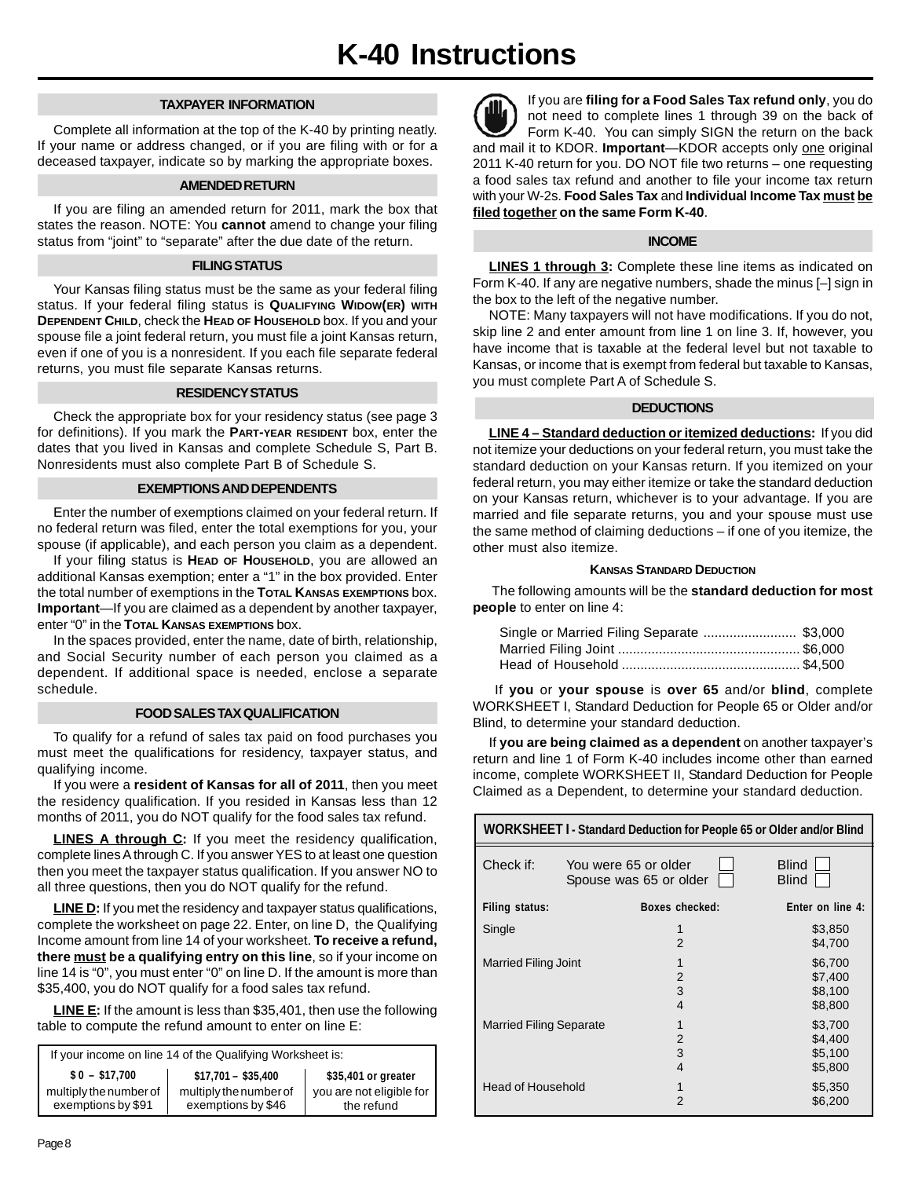# K-40 Instructions

## TAXPAYER INFORMATION

Complete all information at the top of the K-40 by printing neatly. If your name or address changed, or if you are filing with or for a deceased taxpayer, indicate so by marking the appropriate boxes.

## AMENDED RETURN

If you are filing an amended return for 2011, mark the box that states the reason. NOTE: You **cannot** amend to change your filing status from "joint" to "separate" after the due date of the return.

## FILING STATUS

Your Kansas filing status must be the same as your federal filing status. If your federal filing status is **QUALIFYING WIDOW(ER) WITH DEPENDENT CHILD**, check the **HEAD OF HOUSEHOLD** box. If you and your spouse file a joint federal return, you must file a joint Kansas return, even if one of you is a nonresident. If you each file separate federal returns, you must file separate Kansas returns.

## RESIDENCY STATUS

Check the appropriate box for your residency status (see page 3 for definitions). If you mark the **PART-YEAR RESIDENT** box, enter the dates that you lived in Kansas and complete Schedule S, Part B. Nonresidents must also complete Part B of Schedule S.

## EXEMPTIONS AND DEPENDENTS

Enter the number of exemptions claimed on your federal return. If no federal return was filed, enter the total exemptions for you, your spouse (if applicable), and each person you claim as a dependent.

If your filing status is **HEAD OF HOUSEHOLD**, you are allowed an additional Kansas exemption; enter a "1" in the box provided. Enter the total number of exemptions in the **TOTAL KANSAS EXEMPTIONS** box. **Important**—If you are claimed as a dependent by another taxpayer, enter "0" in the **TOTAL KANSAS EXEMPTIONS** box.

In the spaces provided, enter the name, date of birth, relationship, and Social Security number of each person you claimed as a dependent. If additional space is needed, enclose a separate schedule.

## FOOD SALES TAX QUALIFICATION

To qualify for a refund of sales tax paid on food purchases you must meet the qualifications for residency, taxpayer status, and qualifying income.

If you were a **resident of Kansas for all of 2011**, then you meet the residency qualification. If you resided in Kansas less than 12 months of 2011, you do NOT qualify for the food sales tax refund.

**LINES A through C:** If you meet the residency qualification, complete lines A through C. If you answer YES to at least one question then you meet the taxpayer status qualification. If you answer NO to all three questions, then you do NOT qualify for the refund.

**LINE D:** If you met the residency and taxpayer status qualifications, complete the worksheet on page 22. Enter, on line D, the Qualifying Income amount from line 14 of your worksheet. **To receive a refund, there must be a qualifying entry on this line**, so if your income on line 14 is "0", you must enter "0" on line D. If the amount is more than $35,400, you do NOT qualify for a food sales tax refund.

**LINE E:** If the amount is less than $35,401, then use the following table to compute the refund amount to enter on line E:

| If your income on line 14 of the Qualifying Worksheet is: | | |
|---|---|---|
| **$ 0 – $17,700** | **$17,701 – $35,400** | **$35,401 or greater** |
| multiply the number of exemptions by $91 | multiply the number of exemptions by $46 | you are not eligible for the refund |

If you are **filing for a Food Sales Tax refund only**, you do not need to complete lines 1 through 39 on the back of Form K-40. You can simply SIGN the return on the back and mail it to KDOR. **Important**—KDOR accepts only one original 2011 K-40 return for you. DO NOT file two returns – one requesting a food sales tax refund and another to file your income tax return with your W-2s. **Food Sales Tax** and **Individual Income Tax must be filed together on the same Form K-40**.

## INCOME

**LINES 1 through 3:** Complete these line items as indicated on Form K-40. If any are negative numbers, shade the minus [–] sign in the box to the left of the negative number.

NOTE: Many taxpayers will not have modifications. If you do not, skip line 2 and enter amount from line 1 on line 3. If, however, you have income that is taxable at the federal level but not taxable to Kansas, or income that is exempt from federal but taxable to Kansas, you must complete Part A of Schedule S.

## DEDUCTIONS

**LINE 4 – Standard deduction or itemized deductions:** If you did not itemize your deductions on your federal return, you must take the standard deduction on your Kansas return. If you itemized on your federal return, you may either itemize or take the standard deduction on your Kansas return, whichever is to your advantage. If you are married and file separate returns, you and your spouse must use the same method of claiming deductions – if one of you itemize, the other must also itemize.

### KANSAS STANDARD DEDUCTION

The following amounts will be the **standard deduction for most people** to enter on line 4:

Single or Married Filing Separate .......................... $3,000
Married Filing Joint ................................................ $6,000
Head of Household ................................................ $4,500

If **you** or **your spouse** is **over 65** and/or **blind**, complete WORKSHEET I, Standard Deduction for People 65 or Older and/or Blind, to determine your standard deduction.

If **you are being claimed as a dependent** on another taxpayer's return and line 1 of Form K-40 includes income other than earned income, complete WORKSHEET II, Standard Deduction for People Claimed as a Dependent, to determine your standard deduction.

**WORKSHEET I - Standard Deduction for People 65 or Older and/or Blind**

Check if: You were 65 or older ☐ Blind ☐
Spouse was 65 or older ☐ Blind ☐

| Filing status: | Boxes checked: | Enter on line 4: |
|---|---|---|
| Single | 1 | $3,850 |
| | 2 | $4,700 |
| Married Filing Joint | 1 | $6,700 |
| | 2 | $7,400 |
| | 3 | $8,100 |
| | 4 | $8,800 |
| Married Filing Separate | 1 | $3,700 |
| | 2 | $4,400 |
| | 3 | $5,100 |
| | 4 | $5,800 |
| Head of Household | 1 | $5,350 |
| | 2 | $6,200 |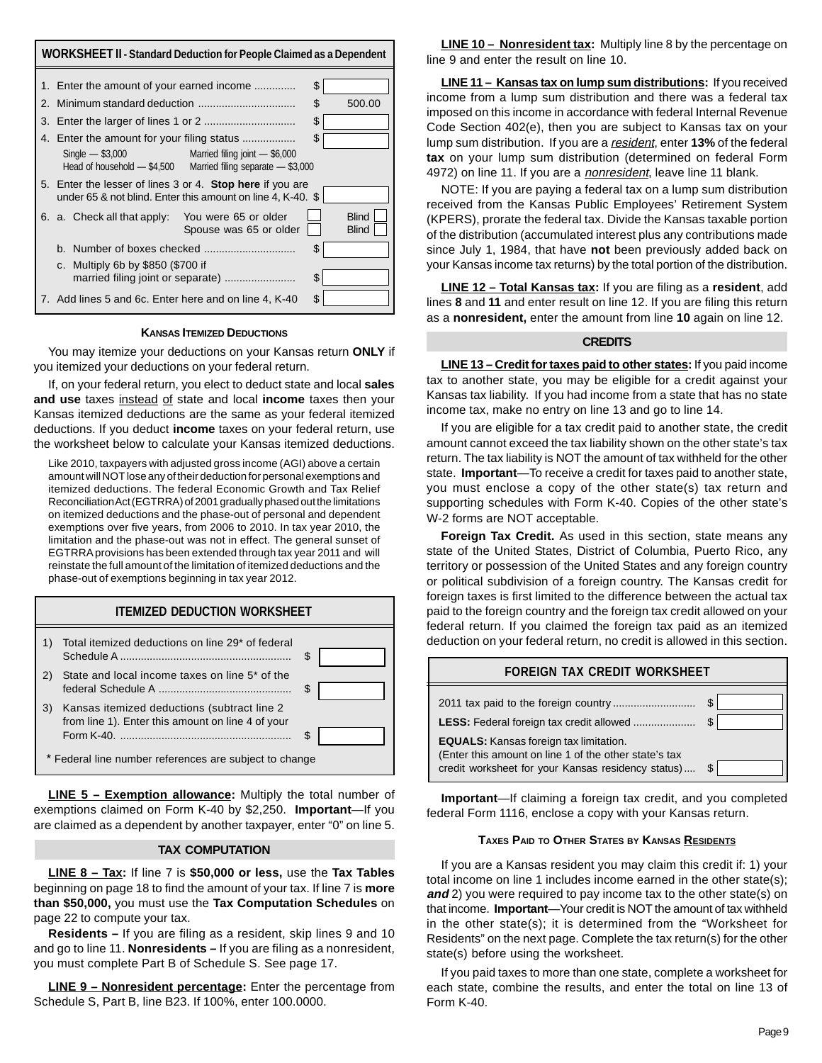## WORKSHEET II - Standard Deduction for People Claimed as a Dependent

| | | |
|---|---|---|
| 1. Enter the amount of your earned income ............. | $ | |
| 2. Minimum standard deduction ................................ | $ | 500.00 |
| 3. Enter the larger of lines 1 or 2 .............................. | $ | |
| 4. Enter the amount for your filing status .................. Single — $3,000; Married filing joint — $6,000; Head of household — $4,500; Married filing separate — $3,000 | $ | |
| 5. Enter the lesser of lines 3 or 4. **Stop here** if you are under 65 & not blind. Enter this amount on line 4, K-40. | $ | |
| 6. a. Check all that apply: You were 65 or older ☐ Blind ☐; Spouse was 65 or older ☐ Blind ☐ | | |
| b. Number of boxes checked .............................. | $ | |
| c. Multiply 6b by $850 ($700 if married filing joint or separate) ....................... | $ | |
| 7. Add lines 5 and 6c. Enter here and on line 4, K-40 | $ | |

### Kansas Itemized Deductions

You may itemize your deductions on your Kansas return **ONLY** if you itemized your deductions on your federal return.

If, on your federal return, you elect to deduct state and local **sales and use** taxes instead of state and local **income** taxes then your Kansas itemized deductions are the same as your federal itemized deductions. If you deduct **income** taxes on your federal return, use the worksheet below to calculate your Kansas itemized deductions.

Like 2010, taxpayers with adjusted gross income (AGI) above a certain amount will NOT lose any of their deduction for personal exemptions and itemized deductions. The federal Economic Growth and Tax Relief Reconciliation Act (EGTRRA) of 2001 gradually phased out the limitations on itemized deductions and the phase-out of personal and dependent exemptions over five years, from 2006 to 2010. In tax year 2010, the limitation and the phase-out was not in effect. The general sunset of EGTRRA provisions has been extended through tax year 2011 and will reinstate the full amount of the limitation of itemized deductions and the phase-out of exemptions beginning in tax year 2012.

## ITEMIZED DEDUCTION WORKSHEET

| | | | |
|---|---|---|---|
| 1) | Total itemized deductions on line 29* of federal Schedule A ......................................... | $ | |
| 2) | State and local income taxes on line 5* of the federal Schedule A ............................................ | $ | |
| 3) | Kansas itemized deductions (subtract line 2 from line 1). Enter this amount on line 4 of your Form K-40. ......................................................... | $ | |

\* Federal line number references are subject to change

**LINE 5 – Exemption allowance:** Multiply the total number of exemptions claimed on Form K-40 by $2,250. **Important**—If you are claimed as a dependent by another taxpayer, enter "0" on line 5.

### TAX COMPUTATION

**LINE 8 – Tax:** If line 7 is **$50,000 or less,** use the **Tax Tables** beginning on page 18 to find the amount of your tax. If line 7 is **more than $50,000,** you must use the **Tax Computation Schedules** on page 22 to compute your tax.

**Residents –** If you are filing as a resident, skip lines 9 and 10 and go to line 11. **Nonresidents –** If you are filing as a nonresident, you must complete Part B of Schedule S. See page 17.

**LINE 9 – Nonresident percentage:** Enter the percentage from Schedule S, Part B, line B23. If 100%, enter 100.0000.

**LINE 10 – Nonresident tax:** Multiply line 8 by the percentage on line 9 and enter the result on line 10.

**LINE 11 – Kansas tax on lump sum distributions:** If you received income from a lump sum distribution and there was a federal tax imposed on this income in accordance with federal Internal Revenue Code Section 402(e), then you are subject to Kansas tax on your lump sum distribution. If you are a *resident*, enter **13%** of the federal **tax** on your lump sum distribution (determined on federal Form 4972) on line 11. If you are a *nonresident*, leave line 11 blank.

NOTE: If you are paying a federal tax on a lump sum distribution received from the Kansas Public Employees' Retirement System (KPERS), prorate the federal tax. Divide the Kansas taxable portion of the distribution (accumulated interest plus any contributions made since July 1, 1984, that have **not** been previously added back on your Kansas income tax returns) by the total portion of the distribution.

**LINE 12 – Total Kansas tax:** If you are filing as a **resident**, add lines **8** and **11** and enter result on line 12. If you are filing this return as a **nonresident,** enter the amount from line **10** again on line 12.

### CREDITS

**LINE 13 – Credit for taxes paid to other states:** If you paid income tax to another state, you may be eligible for a credit against your Kansas tax liability. If you had income from a state that has no state income tax, make no entry on line 13 and go to line 14.

If you are eligible for a tax credit paid to another state, the credit amount cannot exceed the tax liability shown on the other state's tax return. The tax liability is NOT the amount of tax withheld for the other state. **Important**—To receive a credit for taxes paid to another state, you must enclose a copy of the other state(s) tax return and supporting schedules with Form K-40. Copies of the other state's W-2 forms are NOT acceptable.

**Foreign Tax Credit.** As used in this section, state means any state of the United States, District of Columbia, Puerto Rico, any territory or possession of the United States and any foreign country or political subdivision of a foreign country. The Kansas credit for foreign taxes is first limited to the difference between the actual tax paid to the foreign country and the foreign tax credit allowed on your federal return. If you claimed the foreign tax paid as an itemized deduction on your federal return, no credit is allowed in this section.

## FOREIGN TAX CREDIT WORKSHEET

| | | |
|---|---|---|
| 2011 tax paid to the foreign country ........................... | $ | |
| **LESS:** Federal foreign tax credit allowed ..................... | $ | |
| **EQUALS:** Kansas foreign tax limitation. (Enter this amount on line 1 of the other state's tax credit worksheet for your Kansas residency status) .... | $ | |

**Important**—If claiming a foreign tax credit, and you completed federal Form 1116, enclose a copy with your Kansas return.

### Taxes Paid to Other States by Kansas Residents

If you are a Kansas resident you may claim this credit if: 1) your total income on line 1 includes income earned in the other state(s); ***and*** 2) you were required to pay income tax to the other state(s) on that income. **Important**—Your credit is NOT the amount of tax withheld in the other state(s); it is determined from the "Worksheet for Residents" on the next page. Complete the tax return(s) for the other state(s) before using the worksheet.

If you paid taxes to more than one state, complete a worksheet for each state, combine the results, and enter the total on line 13 of Form K-40.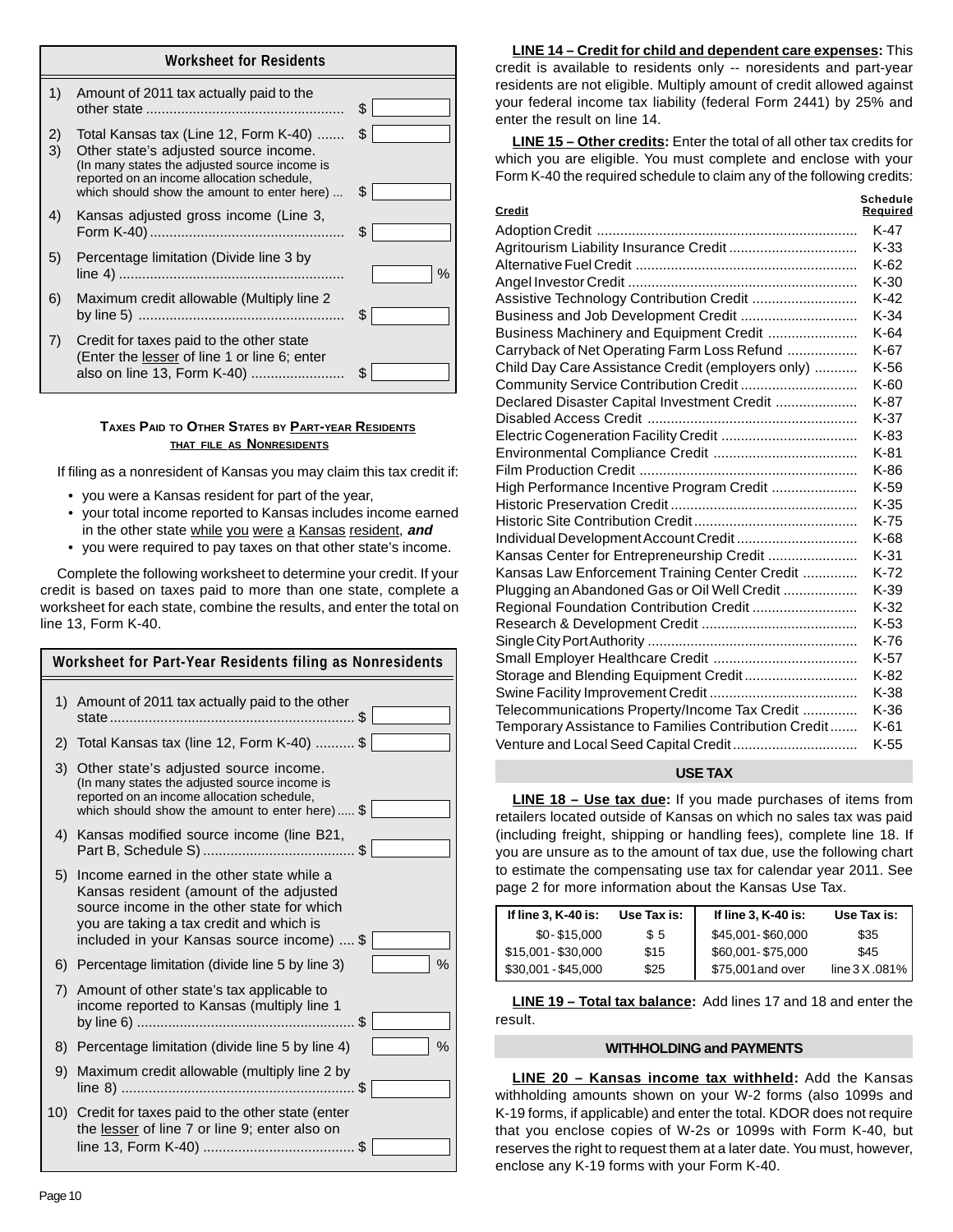## Worksheet for Residents

| | | |
|---|---|---|
| 1) | Amount of 2011 tax actually paid to the other state | $ |
| 2) | Total Kansas tax (Line 12, Form K-40) | $ |
| 3) | Other state's adjusted source income. (In many states the adjusted source income is reported on an income allocation schedule, which should show the amount to enter here) | $ |
| 4) | Kansas adjusted gross income (Line 3, Form K-40) | $ |
| 5) | Percentage limitation (Divide line 3 by line 4) | % |
| 6) | Maximum credit allowable (Multiply line 2 by line 5) | $ |
| 7) | Credit for taxes paid to the other state (Enter the lesser of line 1 or line 6; enter also on line 13, Form K-40) | $ |

### TAXES PAID TO OTHER STATES BY PART-YEAR RESIDENTS THAT FILE AS NONRESIDENTS

If filing as a nonresident of Kansas you may claim this tax credit if:

- you were a Kansas resident for part of the year,
- your total income reported to Kansas includes income earned in the other state while you were a Kansas resident, ***and***
- you were required to pay taxes on that other state's income.

Complete the following worksheet to determine your credit. If your credit is based on taxes paid to more than one state, complete a worksheet for each state, combine the results, and enter the total on line 13, Form K-40.

## Worksheet for Part-Year Residents filing as Nonresidents

| | | |
|---|---|---|
| 1) | Amount of 2011 tax actually paid to the other state | $ |
| 2) | Total Kansas tax (line 12, Form K-40) | $ |
| 3) | Other state's adjusted source income. (In many states the adjusted source income is reported on an income allocation schedule, which should show the amount to enter here) | $ |
| 4) | Kansas modified source income (line B21, Part B, Schedule S) | $ |
| 5) | Income earned in the other state while a Kansas resident (amount of the adjusted source income in the other state for which you are taking a tax credit and which is included in your Kansas source income) | $ |
| 6) | Percentage limitation (divide line 5 by line 3) | % |
| 7) | Amount of other state's tax applicable to income reported to Kansas (multiply line 1 by line 6) | $ |
| 8) | Percentage limitation (divide line 5 by line 4) | % |
| 9) | Maximum credit allowable (multiply line 2 by line 8) | $ |
| 10) | Credit for taxes paid to the other state (enter the lesser of line 7 or line 9; enter also on line 13, Form K-40) | $ |

**LINE 14 – Credit for child and dependent care expenses:** This credit is available to residents only -- noresidents and part-year residents are not eligible. Multiply amount of credit allowed against your federal income tax liability (federal Form 2441) by 25% and enter the result on line 14.

**LINE 15 – Other credits:** Enter the total of all other tax credits for which you are eligible. You must complete and enclose with your Form K-40 the required schedule to claim any of the following credits:

| Credit | Schedule Required |
|---|---|
| Adoption Credit | K-47 |
| Agritourism Liability Insurance Credit | K-33 |
| Alternative Fuel Credit | K-62 |
| Angel Investor Credit | K-30 |
| Assistive Technology Contribution Credit | K-42 |
| Business and Job Development Credit | K-34 |
| Business Machinery and Equipment Credit | K-64 |
| Carryback of Net Operating Farm Loss Refund | K-67 |
| Child Day Care Assistance Credit (employers only) | K-56 |
| Community Service Contribution Credit | K-60 |
| Declared Disaster Capital Investment Credit | K-87 |
| Disabled Access Credit | K-37 |
| Electric Cogeneration Facility Credit | K-83 |
| Environmental Compliance Credit | K-81 |
| Film Production Credit | K-86 |
| High Performance Incentive Program Credit | K-59 |
| Historic Preservation Credit | K-35 |
| Historic Site Contribution Credit | K-75 |
| Individual Development Account Credit | K-68 |
| Kansas Center for Entrepreneurship Credit | K-31 |
| Kansas Law Enforcement Training Center Credit | K-72 |
| Plugging an Abandoned Gas or Oil Well Credit | K-39 |
| Regional Foundation Contribution Credit | K-32 |
| Research & Development Credit | K-53 |
| Single City Port Authority | K-76 |
| Small Employer Healthcare Credit | K-57 |
| Storage and Blending Equipment Credit | K-82 |
| Swine Facility Improvement Credit | K-38 |
| Telecommunications Property/Income Tax Credit | K-36 |
| Temporary Assistance to Families Contribution Credit | K-61 |
| Venture and Local Seed Capital Credit | K-55 |

## USE TAX

**LINE 18 – Use tax due:** If you made purchases of items from retailers located outside of Kansas on which no sales tax was paid (including freight, shipping or handling fees), complete line 18. If you are unsure as to the amount of tax due, use the following chart to estimate the compensating use tax for calendar year 2011. See page 2 for more information about the Kansas Use Tax.

| If line 3, K-40 is: | Use Tax is: | If line 3, K-40 is: | Use Tax is: |
|---|---|---|---|
| $0 - $15,000 | $ 5 | $45,001 - $60,000 | $35 |
| $15,001 - $30,000 | $15 | $60,001 - $75,000 | $45 |
| $30,001 - $45,000 | $25 | $75,001 and over | line 3 X .081% |

**LINE 19 – Total tax balance:** Add lines 17 and 18 and enter the result.

## WITHHOLDING and PAYMENTS

**LINE 20 – Kansas income tax withheld:** Add the Kansas withholding amounts shown on your W-2 forms (also 1099s and K-19 forms, if applicable) and enter the total. KDOR does not require that you enclose copies of W-2s or 1099s with Form K-40, but reserves the right to request them at a later date. You must, however, enclose any K-19 forms with your Form K-40.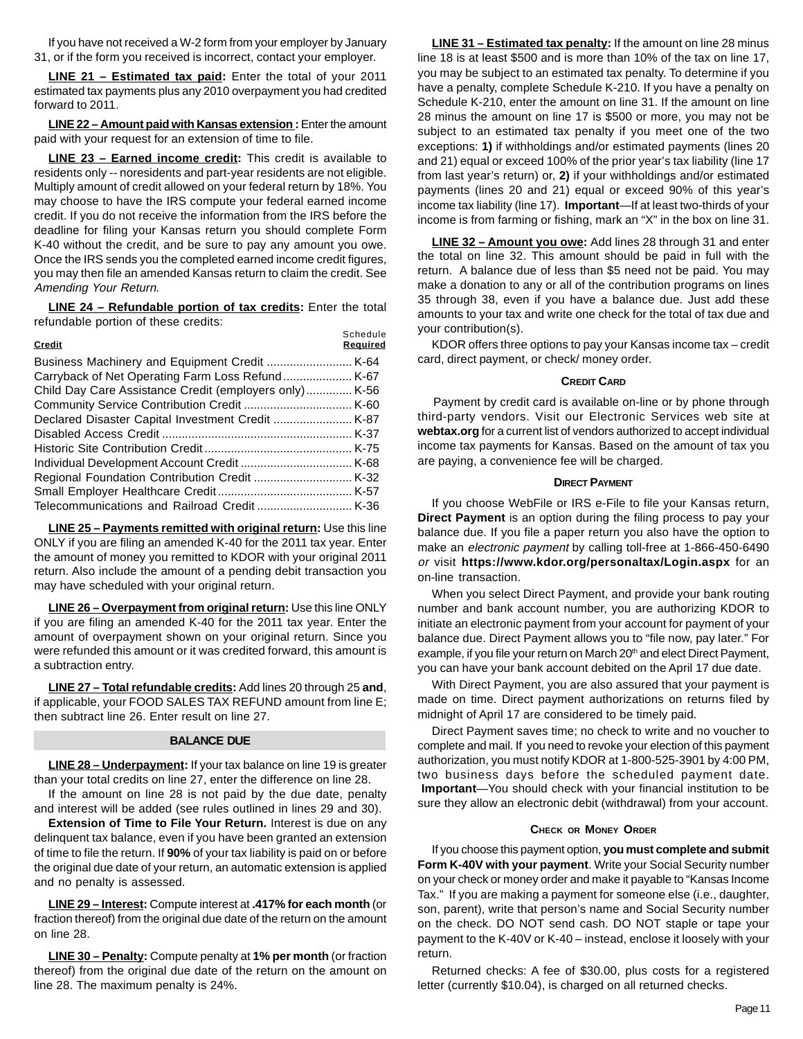If you have not received a W-2 form from your employer by January 31, or if the form you received is incorrect, contact your employer.

**LINE 21 – Estimated tax paid:** Enter the total of your 2011 estimated tax payments plus any 2010 overpayment you had credited forward to 2011.

**LINE 22 – Amount paid with Kansas extension :** Enter the amount paid with your request for an extension of time to file.

**LINE 23 – Earned income credit:** This credit is available to residents only -- noresidents and part-year residents are not eligible. Multiply amount of credit allowed on your federal return by 18%. You may choose to have the IRS compute your federal earned income credit. If you do not receive the information from the IRS before the deadline for filing your Kansas return you should complete Form K-40 without the credit, and be sure to pay any amount you owe. Once the IRS sends you the completed earned income credit figures, you may then file an amended Kansas return to claim the credit. See *Amending Your Return.*

**LINE 24 – Refundable portion of tax credits:** Enter the total refundable portion of these credits:

| Credit | Schedule Required |
|---|---|
| Business Machinery and Equipment Credit | K-64 |
| Carryback of Net Operating Farm Loss Refund | K-67 |
| Child Day Care Assistance Credit (employers only) | K-56 |
| Community Service Contribution Credit | K-60 |
| Declared Disaster Capital Investment Credit | K-87 |
| Disabled Access Credit | K-37 |
| Historic Site Contribution Credit | K-75 |
| Individual Development Account Credit | K-68 |
| Regional Foundation Contribution Credit | K-32 |
| Small Employer Healthcare Credit | K-57 |
| Telecommunications and Railroad Credit | K-36 |

**LINE 25 – Payments remitted with original return:** Use this line ONLY if you are filing an amended K-40 for the 2011 tax year. Enter the amount of money you remitted to KDOR with your original 2011 return. Also include the amount of a pending debit transaction you may have scheduled with your original return.

**LINE 26 – Overpayment from original return:** Use this line ONLY if you are filing an amended K-40 for the 2011 tax year. Enter the amount of overpayment shown on your original return. Since you were refunded this amount or it was credited forward, this amount is a subtraction entry.

**LINE 27 – Total refundable credits:** Add lines 20 through 25 **and**, if applicable, your FOOD SALES TAX REFUND amount from line E; then subtract line 26. Enter result on line 27.

## BALANCE DUE

**LINE 28 – Underpayment:** If your tax balance on line 19 is greater than your total credits on line 27, enter the difference on line 28.

If the amount on line 28 is not paid by the due date, penalty and interest will be added (see rules outlined in lines 29 and 30).

**Extension of Time to File Your Return.** Interest is due on any delinquent tax balance, even if you have been granted an extension of time to file the return. If **90%** of your tax liability is paid on or before the original due date of your return, an automatic extension is applied and no penalty is assessed.

**LINE 29 – Interest:** Compute interest at **.417% for each month** (or fraction thereof) from the original due date of the return on the amount on line 28.

**LINE 30 – Penalty:** Compute penalty at **1% per month** (or fraction thereof) from the original due date of the return on the amount on line 28. The maximum penalty is 24%.

**LINE 31 – Estimated tax penalty:** If the amount on line 28 minus line 18 is at least $500 and is more than 10% of the tax on line 17, you may be subject to an estimated tax penalty. To determine if you have a penalty, complete Schedule K-210. If you have a penalty on Schedule K-210, enter the amount on line 31. If the amount on line 28 minus the amount on line 17 is $500 or more, you may not be subject to an estimated tax penalty if you meet one of the two exceptions: **1)** if withholdings and/or estimated payments (lines 20 and 21) equal or exceed 100% of the prior year's tax liability (line 17 from last year's return) or, **2)** if your withholdings and/or estimated payments (lines 20 and 21) equal or exceed 90% of this year's income tax liability (line 17). **Important**—If at least two-thirds of your income is from farming or fishing, mark an "X" in the box on line 31.

**LINE 32 – Amount you owe:** Add lines 28 through 31 and enter the total on line 32. This amount should be paid in full with the return. A balance due of less than $5 need not be paid. You may make a donation to any or all of the contribution programs on lines 35 through 38, even if you have a balance due. Just add these amounts to your tax and write one check for the total of tax due and your contribution(s).

KDOR offers three options to pay your Kansas income tax – credit card, direct payment, or check/ money order.

### CREDIT CARD

Payment by credit card is available on-line or by phone through third-party vendors. Visit our Electronic Services web site at **webtax.org** for a current list of vendors authorized to accept individual income tax payments for Kansas. Based on the amount of tax you are paying, a convenience fee will be charged.

### DIRECT PAYMENT

If you choose WebFile or IRS e-File to file your Kansas return, **Direct Payment** is an option during the filing process to pay your balance due. If you file a paper return you also have the option to make an *electronic payment* by calling toll-free at 1-866-450-6490 *or* visit **https://www.kdor.org/personaltax/Login.aspx** for an on-line transaction.

When you select Direct Payment, and provide your bank routing number and bank account number, you are authorizing KDOR to initiate an electronic payment from your account for payment of your balance due. Direct Payment allows you to "file now, pay later." For example, if you file your return on March 20th and elect Direct Payment, you can have your bank account debited on the April 17 due date.

With Direct Payment, you are also assured that your payment is made on time. Direct payment authorizations on returns filed by midnight of April 17 are considered to be timely paid.

Direct Payment saves time; no check to write and no voucher to complete and mail. If you need to revoke your election of this payment authorization, you must notify KDOR at 1-800-525-3901 by 4:00 PM, two business days before the scheduled payment date. **Important**—You should check with your financial institution to be sure they allow an electronic debit (withdrawal) from your account.

### CHECK OR MONEY ORDER

If you choose this payment option, **you must complete and submit Form K-40V with your payment**. Write your Social Security number on your check or money order and make it payable to "Kansas Income Tax." If you are making a payment for someone else (i.e., daughter, son, parent), write that person's name and Social Security number on the check. DO NOT send cash. DO NOT staple or tape your payment to the K-40V or K-40 – instead, enclose it loosely with your return.

Returned checks: A fee of $30.00, plus costs for a registered letter (currently $10.04), is charged on all returned checks.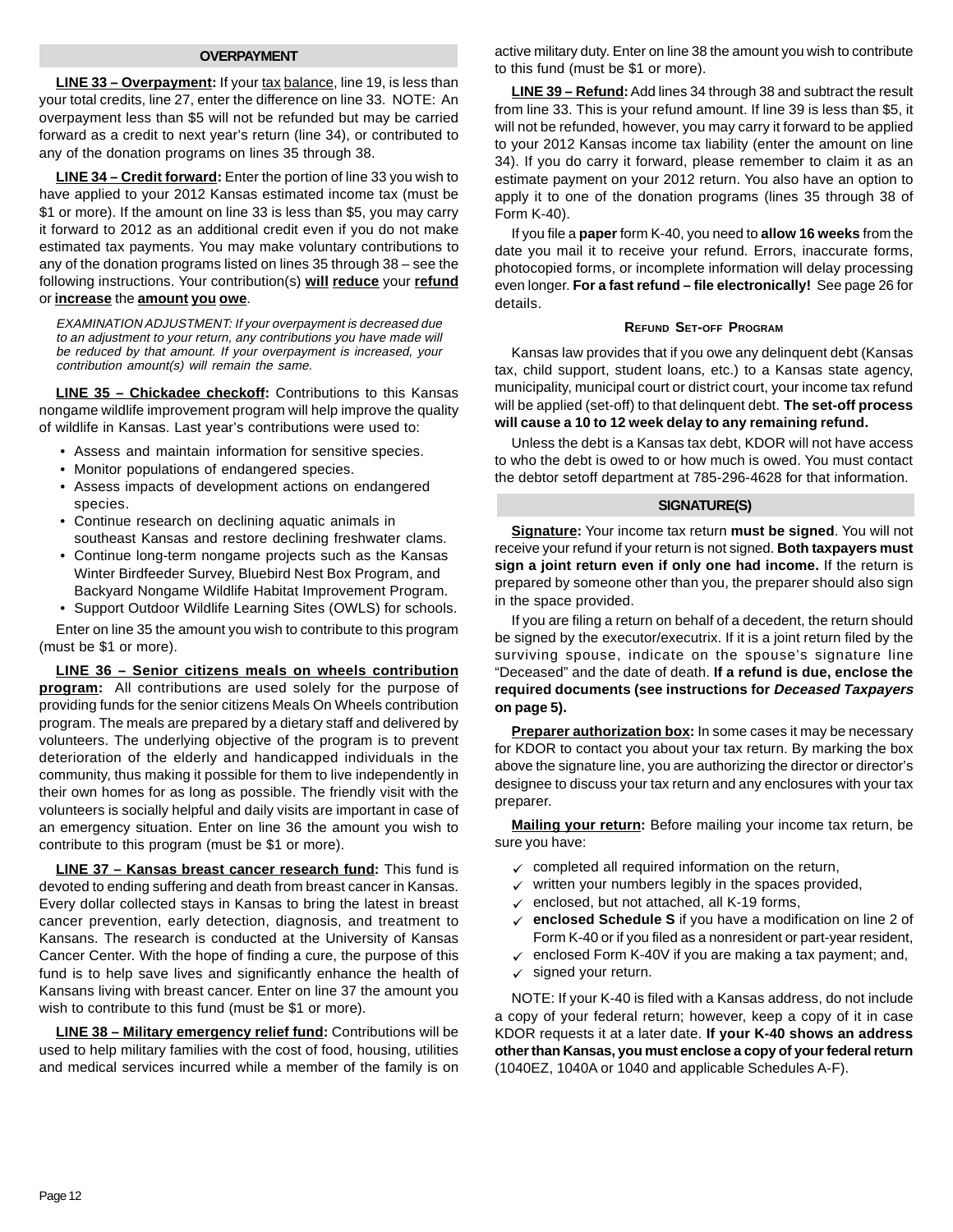## OVERPAYMENT

**LINE 33 – Overpayment:** If your tax balance, line 19, is less than your total credits, line 27, enter the difference on line 33. NOTE: An overpayment less than $5 will not be refunded but may be carried forward as a credit to next year's return (line 34), or contributed to any of the donation programs on lines 35 through 38.

**LINE 34 – Credit forward:** Enter the portion of line 33 you wish to have applied to your 2012 Kansas estimated income tax (must be $1 or more). If the amount on line 33 is less than $5, you may carry it forward to 2012 as an additional credit even if you do not make estimated tax payments. You may make voluntary contributions to any of the donation programs listed on lines 35 through 38 – see the following instructions. Your contribution(s) **will reduce** your **refund** or **increase** the **amount you owe**.

*EXAMINATION ADJUSTMENT: If your overpayment is decreased due to an adjustment to your return, any contributions you have made will be reduced by that amount. If your overpayment is increased, your contribution amount(s) will remain the same.*

**LINE 35 – Chickadee checkoff:** Contributions to this Kansas nongame wildlife improvement program will help improve the quality of wildlife in Kansas. Last year's contributions were used to:

- Assess and maintain information for sensitive species.
- Monitor populations of endangered species.
- Assess impacts of development actions on endangered species.
- Continue research on declining aquatic animals in southeast Kansas and restore declining freshwater clams.
- Continue long-term nongame projects such as the Kansas Winter Birdfeeder Survey, Bluebird Nest Box Program, and Backyard Nongame Wildlife Habitat Improvement Program.
- Support Outdoor Wildlife Learning Sites (OWLS) for schools.

Enter on line 35 the amount you wish to contribute to this program (must be $1 or more).

**LINE 36 – Senior citizens meals on wheels contribution program:** All contributions are used solely for the purpose of providing funds for the senior citizens Meals On Wheels contribution program. The meals are prepared by a dietary staff and delivered by volunteers. The underlying objective of the program is to prevent deterioration of the elderly and handicapped individuals in the community, thus making it possible for them to live independently in their own homes for as long as possible. The friendly visit with the volunteers is socially helpful and daily visits are important in case of an emergency situation. Enter on line 36 the amount you wish to contribute to this program (must be $1 or more).

**LINE 37 – Kansas breast cancer research fund:** This fund is devoted to ending suffering and death from breast cancer in Kansas. Every dollar collected stays in Kansas to bring the latest in breast cancer prevention, early detection, diagnosis, and treatment to Kansans. The research is conducted at the University of Kansas Cancer Center. With the hope of finding a cure, the purpose of this fund is to help save lives and significantly enhance the health of Kansans living with breast cancer. Enter on line 37 the amount you wish to contribute to this fund (must be $1 or more).

**LINE 38 – Military emergency relief fund:** Contributions will be used to help military families with the cost of food, housing, utilities and medical services incurred while a member of the family is on active military duty. Enter on line 38 the amount you wish to contribute to this fund (must be $1 or more).

**LINE 39 – Refund:** Add lines 34 through 38 and subtract the result from line 33. This is your refund amount. If line 39 is less than $5, it will not be refunded, however, you may carry it forward to be applied to your 2012 Kansas income tax liability (enter the amount on line 34). If you do carry it forward, please remember to claim it as an estimate payment on your 2012 return. You also have an option to apply it to one of the donation programs (lines 35 through 38 of Form K-40).

If you file a **paper** form K-40, you need to **allow 16 weeks** from the date you mail it to receive your refund. Errors, inaccurate forms, photocopied forms, or incomplete information will delay processing even longer. **For a fast refund – file electronically!** See page 26 for details.

### Refund Set-off Program

Kansas law provides that if you owe any delinquent debt (Kansas tax, child support, student loans, etc.) to a Kansas state agency, municipality, municipal court or district court, your income tax refund will be applied (set-off) to that delinquent debt. **The set-off process will cause a 10 to 12 week delay to any remaining refund.**

Unless the debt is a Kansas tax debt, KDOR will not have access to who the debt is owed to or how much is owed. You must contact the debtor setoff department at 785-296-4628 for that information.

## SIGNATURE(S)

**Signature:** Your income tax return **must be signed**. You will not receive your refund if your return is not signed. **Both taxpayers must sign a joint return even if only one had income.** If the return is prepared by someone other than you, the preparer should also sign in the space provided.

If you are filing a return on behalf of a decedent, the return should be signed by the executor/executrix. If it is a joint return filed by the surviving spouse, indicate on the spouse's signature line "Deceased" and the date of death. **If a refund is due, enclose the required documents (see instructions for *Deceased Taxpayers* on page 5).**

**Preparer authorization box:** In some cases it may be necessary for KDOR to contact you about your tax return. By marking the box above the signature line, you are authorizing the director or director's designee to discuss your tax return and any enclosures with your tax preparer.

**Mailing your return:** Before mailing your income tax return, be sure you have:

- ✓ completed all required information on the return,
- ✓ written your numbers legibly in the spaces provided,
- ✓ enclosed, but not attached, all K-19 forms,
- ✓ **enclosed Schedule S** if you have a modification on line 2 of Form K-40 or if you filed as a nonresident or part-year resident,
- ✓ enclosed Form K-40V if you are making a tax payment; and,
- ✓ signed your return.

NOTE: If your K-40 is filed with a Kansas address, do not include a copy of your federal return; however, keep a copy of it in case KDOR requests it at a later date. **If your K-40 shows an address other than Kansas, you must enclose a copy of your federal return** (1040EZ, 1040A or 1040 and applicable Schedules A-F).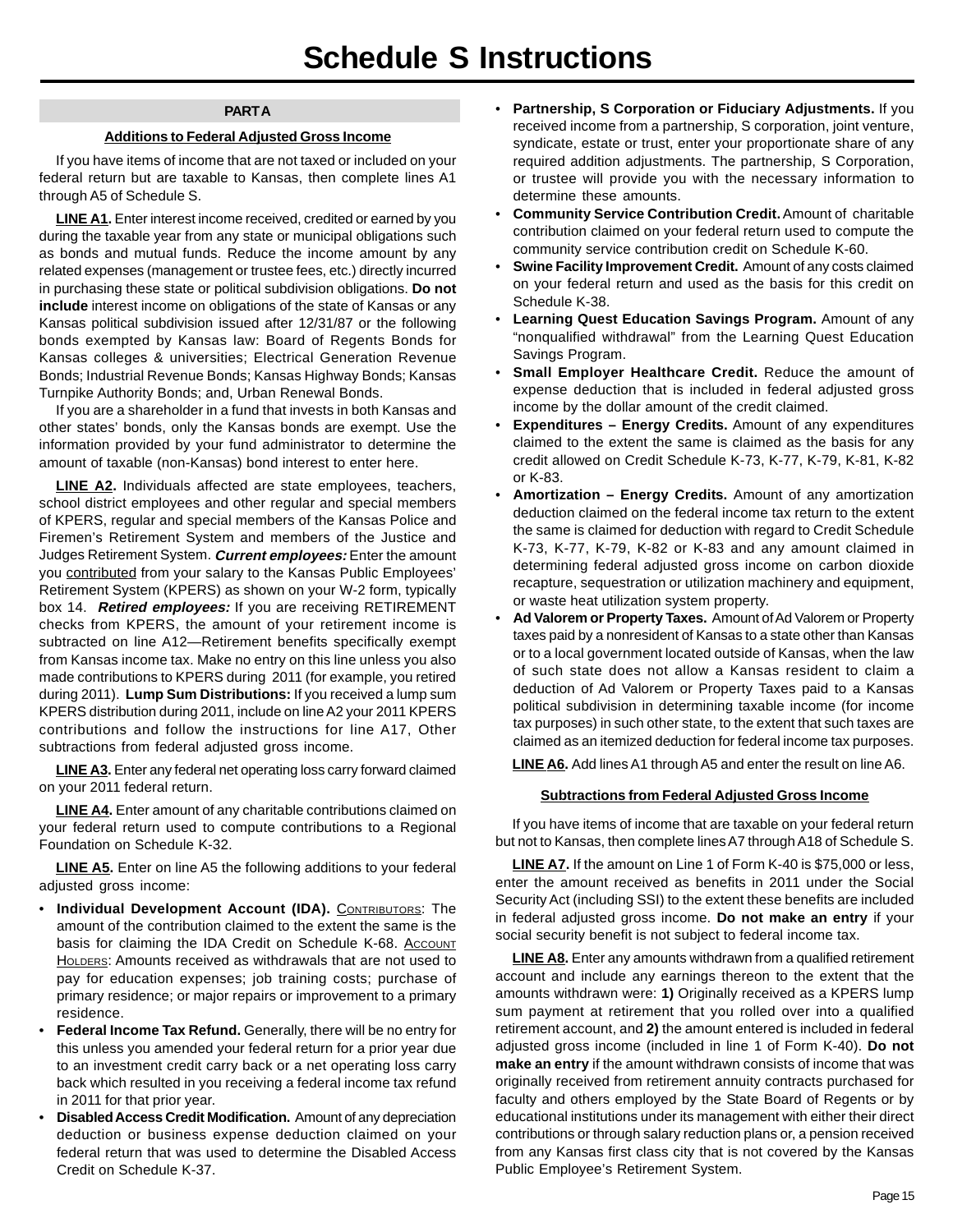# Schedule S Instructions

## PART A

### Additions to Federal Adjusted Gross Income

If you have items of income that are not taxed or included on your federal return but are taxable to Kansas, then complete lines A1 through A5 of Schedule S.

**LINE A1.** Enter interest income received, credited or earned by you during the taxable year from any state or municipal obligations such as bonds and mutual funds. Reduce the income amount by any related expenses (management or trustee fees, etc.) directly incurred in purchasing these state or political subdivision obligations. **Do not include** interest income on obligations of the state of Kansas or any Kansas political subdivision issued after 12/31/87 or the following bonds exempted by Kansas law: Board of Regents Bonds for Kansas colleges & universities; Electrical Generation Revenue Bonds; Industrial Revenue Bonds; Kansas Highway Bonds; Kansas Turnpike Authority Bonds; and, Urban Renewal Bonds.

If you are a shareholder in a fund that invests in both Kansas and other states' bonds, only the Kansas bonds are exempt. Use the information provided by your fund administrator to determine the amount of taxable (non-Kansas) bond interest to enter here.

**LINE A2.** Individuals affected are state employees, teachers, school district employees and other regular and special members of KPERS, regular and special members of the Kansas Police and Firemen's Retirement System and members of the Justice and Judges Retirement System. ***Current employees:*** Enter the amount you contributed from your salary to the Kansas Public Employees' Retirement System (KPERS) as shown on your W-2 form, typically box 14. ***Retired employees:*** If you are receiving RETIREMENT checks from KPERS, the amount of your retirement income is subtracted on line A12—Retirement benefits specifically exempt from Kansas income tax. Make no entry on this line unless you also made contributions to KPERS during 2011 (for example, you retired during 2011). **Lump Sum Distributions:** If you received a lump sum KPERS distribution during 2011, include on line A2 your 2011 KPERS contributions and follow the instructions for line A17, Other subtractions from federal adjusted gross income.

**LINE A3.** Enter any federal net operating loss carry forward claimed on your 2011 federal return.

**LINE A4.** Enter amount of any charitable contributions claimed on your federal return used to compute contributions to a Regional Foundation on Schedule K-32.

**LINE A5.** Enter on line A5 the following additions to your federal adjusted gross income:

- **Individual Development Account (IDA).** Contributors: The amount of the contribution claimed to the extent the same is the basis for claiming the IDA Credit on Schedule K-68. Account Holders: Amounts received as withdrawals that are not used to pay for education expenses; job training costs; purchase of primary residence; or major repairs or improvement to a primary residence.
- **Federal Income Tax Refund.** Generally, there will be no entry for this unless you amended your federal return for a prior year due to an investment credit carry back or a net operating loss carry back which resulted in you receiving a federal income tax refund in 2011 for that prior year.
- **Disabled Access Credit Modification.** Amount of any depreciation deduction or business expense deduction claimed on your federal return that was used to determine the Disabled Access Credit on Schedule K-37.
- **Partnership, S Corporation or Fiduciary Adjustments.** If you received income from a partnership, S corporation, joint venture, syndicate, estate or trust, enter your proportionate share of any required addition adjustments. The partnership, S Corporation, or trustee will provide you with the necessary information to determine these amounts.
- **Community Service Contribution Credit.** Amount of charitable contribution claimed on your federal return used to compute the community service contribution credit on Schedule K-60.
- **Swine Facility Improvement Credit.** Amount of any costs claimed on your federal return and used as the basis for this credit on Schedule K-38.
- **Learning Quest Education Savings Program.** Amount of any "nonqualified withdrawal" from the Learning Quest Education Savings Program.
- **Small Employer Healthcare Credit.** Reduce the amount of expense deduction that is included in federal adjusted gross income by the dollar amount of the credit claimed.
- **Expenditures – Energy Credits.** Amount of any expenditures claimed to the extent the same is claimed as the basis for any credit allowed on Credit Schedule K-73, K-77, K-79, K-81, K-82 or K-83.
- **Amortization – Energy Credits.** Amount of any amortization deduction claimed on the federal income tax return to the extent the same is claimed for deduction with regard to Credit Schedule K-73, K-77, K-79, K-82 or K-83 and any amount claimed in determining federal adjusted gross income on carbon dioxide recapture, sequestration or utilization machinery and equipment, or waste heat utilization system property.
- **Ad Valorem or Property Taxes.** Amount of Ad Valorem or Property taxes paid by a nonresident of Kansas to a state other than Kansas or to a local government located outside of Kansas, when the law of such state does not allow a Kansas resident to claim a deduction of Ad Valorem or Property Taxes paid to a Kansas political subdivision in determining taxable income (for income tax purposes) in such other state, to the extent that such taxes are claimed as an itemized deduction for federal income tax purposes.

**LINE A6.** Add lines A1 through A5 and enter the result on line A6.

### Subtractions from Federal Adjusted Gross Income

If you have items of income that are taxable on your federal return but not to Kansas, then complete lines A7 through A18 of Schedule S.

**LINE A7.** If the amount on Line 1 of Form K-40 is $75,000 or less, enter the amount received as benefits in 2011 under the Social Security Act (including SSI) to the extent these benefits are included in federal adjusted gross income. **Do not make an entry** if your social security benefit is not subject to federal income tax.

**LINE A8.** Enter any amounts withdrawn from a qualified retirement account and include any earnings thereon to the extent that the amounts withdrawn were: **1)** Originally received as a KPERS lump sum payment at retirement that you rolled over into a qualified retirement account, and **2)** the amount entered is included in federal adjusted gross income (included in line 1 of Form K-40). **Do not make an entry** if the amount withdrawn consists of income that was originally received from retirement annuity contracts purchased for faculty and others employed by the State Board of Regents or by educational institutions under its management with either their direct contributions or through salary reduction plans or, a pension received from any Kansas first class city that is not covered by the Kansas Public Employee's Retirement System.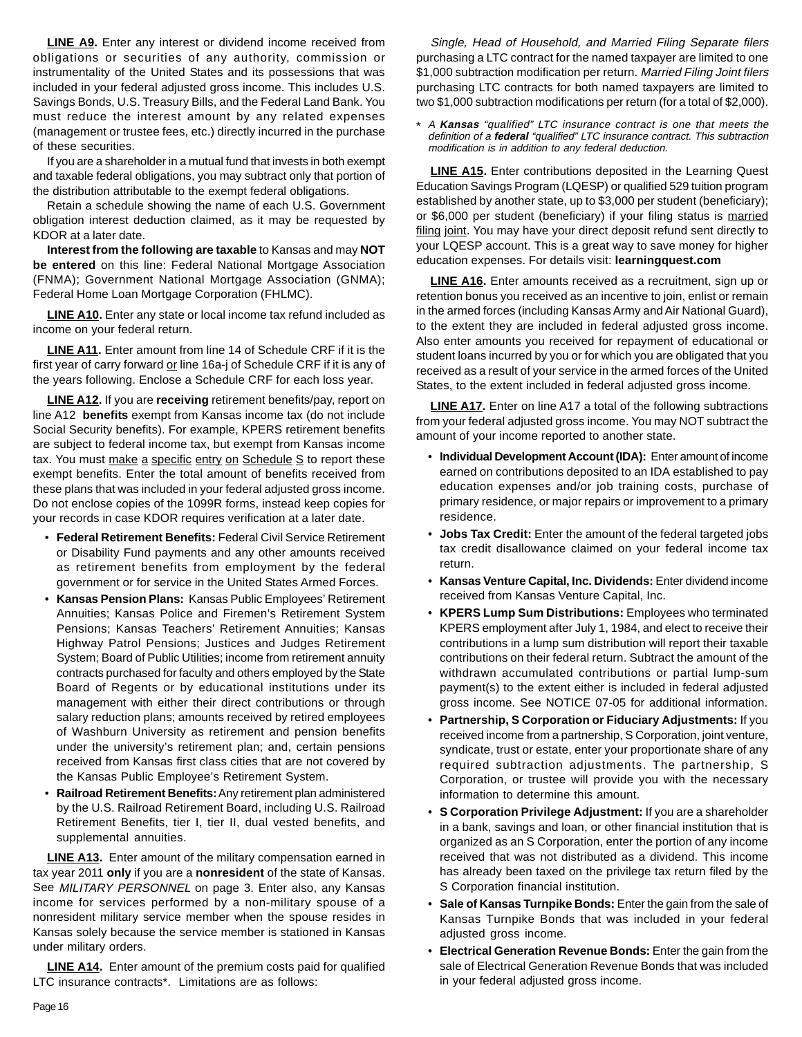**LINE A9.** Enter any interest or dividend income received from obligations or securities of any authority, commission or instrumentality of the United States and its possessions that was included in your federal adjusted gross income. This includes U.S. Savings Bonds, U.S. Treasury Bills, and the Federal Land Bank. You must reduce the interest amount by any related expenses (management or trustee fees, etc.) directly incurred in the purchase of these securities.

If you are a shareholder in a mutual fund that invests in both exempt and taxable federal obligations, you may subtract only that portion of the distribution attributable to the exempt federal obligations.

Retain a schedule showing the name of each U.S. Government obligation interest deduction claimed, as it may be requested by KDOR at a later date.

**Interest from the following are taxable** to Kansas and may **NOT be entered** on this line: Federal National Mortgage Association (FNMA); Government National Mortgage Association (GNMA); Federal Home Loan Mortgage Corporation (FHLMC).

**LINE A10.** Enter any state or local income tax refund included as income on your federal return.

**LINE A11.** Enter amount from line 14 of Schedule CRF if it is the first year of carry forward or line 16a-j of Schedule CRF if it is any of the years following. Enclose a Schedule CRF for each loss year.

**LINE A12.** If you are **receiving** retirement benefits/pay, report on line A12 **benefits** exempt from Kansas income tax (do not include Social Security benefits). For example, KPERS retirement benefits are subject to federal income tax, but exempt from Kansas income tax. You must make a specific entry on Schedule S to report these exempt benefits. Enter the total amount of benefits received from these plans that was included in your federal adjusted gross income. Do not enclose copies of the 1099R forms, instead keep copies for your records in case KDOR requires verification at a later date.

- **Federal Retirement Benefits:** Federal Civil Service Retirement or Disability Fund payments and any other amounts received as retirement benefits from employment by the federal government or for service in the United States Armed Forces.
- **Kansas Pension Plans:** Kansas Public Employees' Retirement Annuities; Kansas Police and Firemen's Retirement System Pensions; Kansas Teachers' Retirement Annuities; Kansas Highway Patrol Pensions; Justices and Judges Retirement System; Board of Public Utilities; income from retirement annuity contracts purchased for faculty and others employed by the State Board of Regents or by educational institutions under its management with either their direct contributions or through salary reduction plans; amounts received by retired employees of Washburn University as retirement and pension benefits under the university's retirement plan; and, certain pensions received from Kansas first class cities that are not covered by the Kansas Public Employee's Retirement System.
- **Railroad Retirement Benefits:** Any retirement plan administered by the U.S. Railroad Retirement Board, including U.S. Railroad Retirement Benefits, tier I, tier II, dual vested benefits, and supplemental annuities.

**LINE A13.** Enter amount of the military compensation earned in tax year 2011 **only** if you are a **nonresident** of the state of Kansas. See *MILITARY PERSONNEL* on page 3. Enter also, any Kansas income for services performed by a non-military spouse of a nonresident military service member when the spouse resides in Kansas solely because the service member is stationed in Kansas under military orders.

**LINE A14.** Enter amount of the premium costs paid for qualified LTC insurance contracts*. Limitations are as follows:

*Single, Head of Household, and Married Filing Separate filers* purchasing a LTC contract for the named taxpayer are limited to one $1,000 subtraction modification per return. *Married Filing Joint filers* purchasing LTC contracts for both named taxpayers are limited to two $1,000 subtraction modifications per return (for a total of $2,000).

*\* A **Kansas** "qualified" LTC insurance contract is one that meets the definition of a **federal** "qualified" LTC insurance contract. This subtraction modification is in addition to any federal deduction.*

**LINE A15.** Enter contributions deposited in the Learning Quest Education Savings Program (LQESP) or qualified 529 tuition program established by another state, up to $3,000 per student (beneficiary); or $6,000 per student (beneficiary) if your filing status is married filing joint. You may have your direct deposit refund sent directly to your LQESP account. This is a great way to save money for higher education expenses. For details visit: **learningquest.com**

**LINE A16.** Enter amounts received as a recruitment, sign up or retention bonus you received as an incentive to join, enlist or remain in the armed forces (including Kansas Army and Air National Guard), to the extent they are included in federal adjusted gross income. Also enter amounts you received for repayment of educational or student loans incurred by you or for which you are obligated that you received as a result of your service in the armed forces of the United States, to the extent included in federal adjusted gross income.

**LINE A17.** Enter on line A17 a total of the following subtractions from your federal adjusted gross income. You may NOT subtract the amount of your income reported to another state.

- **Individual Development Account (IDA):** Enter amount of income earned on contributions deposited to an IDA established to pay education expenses and/or job training costs, purchase of primary residence, or major repairs or improvement to a primary residence.
- **Jobs Tax Credit:** Enter the amount of the federal targeted jobs tax credit disallowance claimed on your federal income tax return.
- **Kansas Venture Capital, Inc. Dividends:** Enter dividend income received from Kansas Venture Capital, Inc.
- **KPERS Lump Sum Distributions:** Employees who terminated KPERS employment after July 1, 1984, and elect to receive their contributions in a lump sum distribution will report their taxable contributions on their federal return. Subtract the amount of the withdrawn accumulated contributions or partial lump-sum payment(s) to the extent either is included in federal adjusted gross income. See NOTICE 07-05 for additional information.
- **Partnership, S Corporation or Fiduciary Adjustments:** If you received income from a partnership, S Corporation, joint venture, syndicate, trust or estate, enter your proportionate share of any required subtraction adjustments. The partnership, S Corporation, or trustee will provide you with the necessary information to determine this amount.
- **S Corporation Privilege Adjustment:** If you are a shareholder in a bank, savings and loan, or other financial institution that is organized as an S Corporation, enter the portion of any income received that was not distributed as a dividend. This income has already been taxed on the privilege tax return filed by the S Corporation financial institution.
- **Sale of Kansas Turnpike Bonds:** Enter the gain from the sale of Kansas Turnpike Bonds that was included in your federal adjusted gross income.
- **Electrical Generation Revenue Bonds:** Enter the gain from the sale of Electrical Generation Revenue Bonds that was included in your federal adjusted gross income.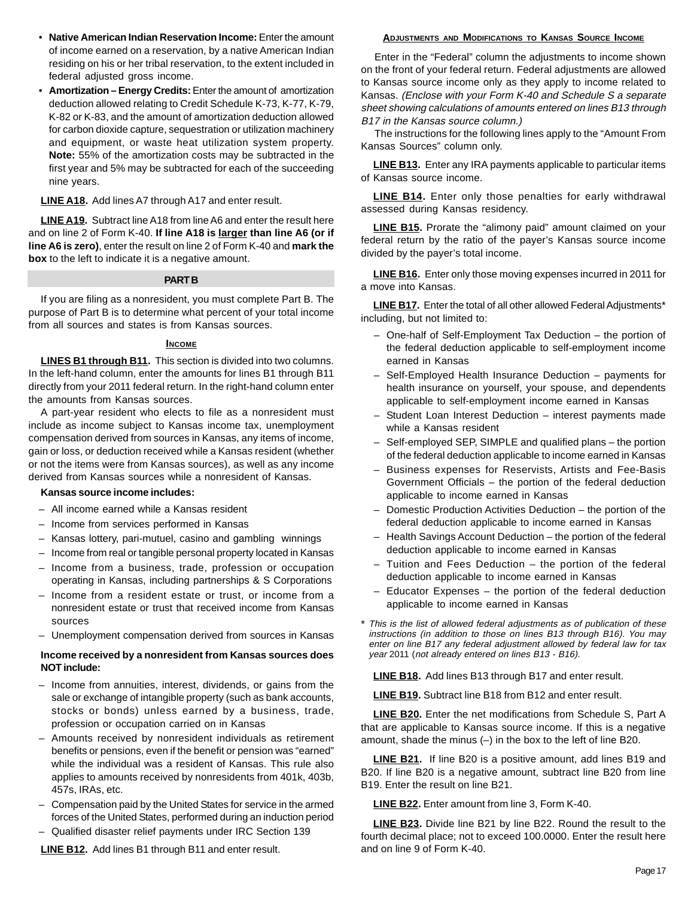- **Native American Indian Reservation Income:** Enter the amount of income earned on a reservation, by a native American Indian residing on his or her tribal reservation, to the extent included in federal adjusted gross income.
- **Amortization – Energy Credits:** Enter the amount of amortization deduction allowed relating to Credit Schedule K-73, K-77, K-79, K-82 or K-83, and the amount of amortization deduction allowed for carbon dioxide capture, sequestration or utilization machinery and equipment, or waste heat utilization system property. **Note:** 55% of the amortization costs may be subtracted in the first year and 5% may be subtracted for each of the succeeding nine years.

**LINE A18.** Add lines A7 through A17 and enter result.

**LINE A19.** Subtract line A18 from line A6 and enter the result here and on line 2 of Form K-40. **If line A18 is larger than line A6 (or if line A6 is zero)**, enter the result on line 2 of Form K-40 and **mark the box** to the left to indicate it is a negative amount.

## PART B

If you are filing as a nonresident, you must complete Part B. The purpose of Part B is to determine what percent of your total income from all sources and states is from Kansas sources.

### INCOME

**LINES B1 through B11.** This section is divided into two columns. In the left-hand column, enter the amounts for lines B1 through B11 directly from your 2011 federal return. In the right-hand column enter the amounts from Kansas sources.

A part-year resident who elects to file as a nonresident must include as income subject to Kansas income tax, unemployment compensation derived from sources in Kansas, any items of income, gain or loss, or deduction received while a Kansas resident (whether or not the items were from Kansas sources), as well as any income derived from Kansas sources while a nonresident of Kansas.

**Kansas source income includes:**

- All income earned while a Kansas resident
- Income from services performed in Kansas
- Kansas lottery, pari-mutuel, casino and gambling winnings
- Income from real or tangible personal property located in Kansas
- Income from a business, trade, profession or occupation operating in Kansas, including partnerships & S Corporations
- Income from a resident estate or trust, or income from a nonresident estate or trust that received income from Kansas sources
- Unemployment compensation derived from sources in Kansas

**Income received by a nonresident from Kansas sources does NOT include:**

- Income from annuities, interest, dividends, or gains from the sale or exchange of intangible property (such as bank accounts, stocks or bonds) unless earned by a business, trade, profession or occupation carried on in Kansas
- Amounts received by nonresident individuals as retirement benefits or pensions, even if the benefit or pension was "earned" while the individual was a resident of Kansas. This rule also applies to amounts received by nonresidents from 401k, 403b, 457s, IRAs, etc.
- Compensation paid by the United States for service in the armed forces of the United States, performed during an induction period
- Qualified disaster relief payments under IRC Section 139

**LINE B12.** Add lines B1 through B11 and enter result.

### ADJUSTMENTS AND MODIFICATIONS TO KANSAS SOURCE INCOME

Enter in the "Federal" column the adjustments to income shown on the front of your federal return. Federal adjustments are allowed to Kansas source income only as they apply to income related to Kansas. *(Enclose with your Form K-40 and Schedule S a separate sheet showing calculations of amounts entered on lines B13 through B17 in the Kansas source column.)*

The instructions for the following lines apply to the "Amount From Kansas Sources" column only.

**LINE B13.** Enter any IRA payments applicable to particular items of Kansas source income.

**LINE B14.** Enter only those penalties for early withdrawal assessed during Kansas residency.

**LINE B15.** Prorate the "alimony paid" amount claimed on your federal return by the ratio of the payer's Kansas source income divided by the payer's total income.

**LINE B16.** Enter only those moving expenses incurred in 2011 for a move into Kansas.

**LINE B17.** Enter the total of all other allowed Federal Adjustments* including, but not limited to:

- One-half of Self-Employment Tax Deduction – the portion of the federal deduction applicable to self-employment income earned in Kansas
- Self-Employed Health Insurance Deduction – payments for health insurance on yourself, your spouse, and dependents applicable to self-employment income earned in Kansas
- Student Loan Interest Deduction – interest payments made while a Kansas resident
- Self-employed SEP, SIMPLE and qualified plans – the portion of the federal deduction applicable to income earned in Kansas
- Business expenses for Reservists, Artists and Fee-Basis Government Officials – the portion of the federal deduction applicable to income earned in Kansas
- Domestic Production Activities Deduction – the portion of the federal deduction applicable to income earned in Kansas
- Health Savings Account Deduction – the portion of the federal deduction applicable to income earned in Kansas
- Tuition and Fees Deduction – the portion of the federal deduction applicable to income earned in Kansas
- Educator Expenses – the portion of the federal deduction applicable to income earned in Kansas

\* *This is the list of allowed federal adjustments as of publication of these instructions (in addition to those on lines B13 through B16). You may enter on line B17 any federal adjustment allowed by federal law for tax year* 2011 (*not already entered on lines B13 - B16).*

**LINE B18.** Add lines B13 through B17 and enter result.

**LINE B19.** Subtract line B18 from B12 and enter result.

**LINE B20.** Enter the net modifications from Schedule S, Part A that are applicable to Kansas source income. If this is a negative amount, shade the minus (–) in the box to the left of line B20.

**LINE B21.** If line B20 is a positive amount, add lines B19 and B20. If line B20 is a negative amount, subtract line B20 from line B19. Enter the result on line B21.

**LINE B22.** Enter amount from line 3, Form K-40.

**LINE B23.** Divide line B21 by line B22. Round the result to the fourth decimal place; not to exceed 100.0000. Enter the result here and on line 9 of Form K-40.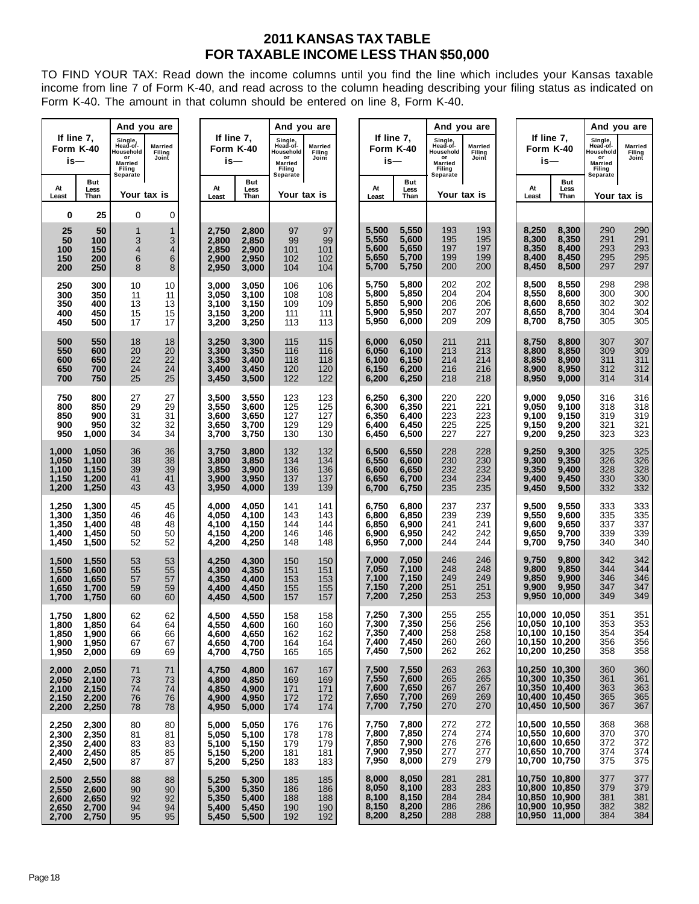# 2011 KANSAS TAX TABLE FOR TAXABLE INCOME LESS THAN $50,000

TO FIND YOUR TAX: Read down the income columns until you find the line which includes your Kansas taxable income from line 7 of Form K-40, and read across to the column heading describing your filing status as indicated on Form K-40. The amount in that column should be entered on line 8, Form K-40.

| If line 7, Form K-40 is— | | And you are | |
|---|---|---|---|
| At Least | But Less Than | Single, Head-of-Household or Married Filing Separate | Married Filing Joint |
| | | Your tax is | |
| 0 | 25 | 0 | 0 |
| 25 | 50 | 1 | 1 |
| 50 | 100 | 3 | 3 |
| 100 | 150 | 4 | 4 |
| 150 | 200 | 6 | 6 |
| 200 | 250 | 8 | 8 |
| 250 | 300 | 10 | 10 |
| 300 | 350 | 11 | 11 |
| 350 | 400 | 13 | 13 |
| 400 | 450 | 15 | 15 |
| 450 | 500 | 17 | 17 |
| 500 | 550 | 18 | 18 |
| 550 | 600 | 20 | 20 |
| 600 | 650 | 22 | 22 |
| 650 | 700 | 24 | 24 |
| 700 | 750 | 25 | 25 |
| 750 | 800 | 27 | 27 |
| 800 | 850 | 29 | 29 |
| 850 | 900 | 31 | 31 |
| 900 | 950 | 32 | 32 |
| 950 | 1,000 | 34 | 34 |
| 1,000 | 1,050 | 36 | 36 |
| 1,050 | 1,100 | 38 | 38 |
| 1,100 | 1,150 | 39 | 39 |
| 1,150 | 1,200 | 41 | 41 |
| 1,200 | 1,250 | 43 | 43 |
| 1,250 | 1,300 | 45 | 45 |
| 1,300 | 1,350 | 46 | 46 |
| 1,350 | 1,400 | 48 | 48 |
| 1,400 | 1,450 | 50 | 50 |
| 1,450 | 1,500 | 52 | 52 |
| 1,500 | 1,550 | 53 | 53 |
| 1,550 | 1,600 | 55 | 55 |
| 1,600 | 1,650 | 57 | 57 |
| 1,650 | 1,700 | 59 | 59 |
| 1,700 | 1,750 | 60 | 60 |
| 1,750 | 1,800 | 62 | 62 |
| 1,800 | 1,850 | 64 | 64 |
| 1,850 | 1,900 | 66 | 66 |
| 1,900 | 1,950 | 67 | 67 |
| 1,950 | 2,000 | 69 | 69 |
| 2,000 | 2,050 | 71 | 71 |
| 2,050 | 2,100 | 73 | 73 |
| 2,100 | 2,150 | 74 | 74 |
| 2,150 | 2,200 | 76 | 76 |
| 2,200 | 2,250 | 78 | 78 |
| 2,250 | 2,300 | 80 | 80 |
| 2,300 | 2,350 | 81 | 81 |
| 2,350 | 2,400 | 83 | 83 |
| 2,400 | 2,450 | 85 | 85 |
| 2,450 | 2,500 | 87 | 87 |
| 2,500 | 2,550 | 88 | 88 |
| 2,550 | 2,600 | 90 | 90 |
| 2,600 | 2,650 | 92 | 92 |
| 2,650 | 2,700 | 94 | 94 |
| 2,700 | 2,750 | 95 | 95 |
| 2,750 | 2,800 | 97 | 97 |
| 2,800 | 2,850 | 99 | 99 |
| 2,850 | 2,900 | 101 | 101 |
| 2,900 | 2,950 | 102 | 102 |
| 2,950 | 3,000 | 104 | 104 |
| 3,000 | 3,050 | 106 | 106 |
| 3,050 | 3,100 | 108 | 108 |
| 3,100 | 3,150 | 109 | 109 |
| 3,150 | 3,200 | 111 | 111 |
| 3,200 | 3,250 | 113 | 113 |
| 3,250 | 3,300 | 115 | 115 |
| 3,300 | 3,350 | 116 | 116 |
| 3,350 | 3,400 | 118 | 118 |
| 3,400 | 3,450 | 120 | 120 |
| 3,450 | 3,500 | 122 | 122 |
| 3,500 | 3,550 | 123 | 123 |
| 3,550 | 3,600 | 125 | 125 |
| 3,600 | 3,650 | 127 | 127 |
| 3,650 | 3,700 | 129 | 129 |
| 3,700 | 3,750 | 130 | 130 |
| 3,750 | 3,800 | 132 | 132 |
| 3,800 | 3,850 | 134 | 134 |
| 3,850 | 3,900 | 136 | 136 |
| 3,900 | 3,950 | 137 | 137 |
| 3,950 | 4,000 | 139 | 139 |
| 4,000 | 4,050 | 141 | 141 |
| 4,050 | 4,100 | 143 | 143 |
| 4,100 | 4,150 | 144 | 144 |
| 4,150 | 4,200 | 146 | 146 |
| 4,200 | 4,250 | 148 | 148 |
| 4,250 | 4,300 | 150 | 150 |
| 4,300 | 4,350 | 151 | 151 |
| 4,350 | 4,400 | 153 | 153 |
| 4,400 | 4,450 | 155 | 155 |
| 4,450 | 4,500 | 157 | 157 |
| 4,500 | 4,550 | 158 | 158 |
| 4,550 | 4,600 | 160 | 160 |
| 4,600 | 4,650 | 162 | 162 |
| 4,650 | 4,700 | 164 | 164 |
| 4,700 | 4,750 | 165 | 165 |
| 4,750 | 4,800 | 167 | 167 |
| 4,800 | 4,850 | 169 | 169 |
| 4,850 | 4,900 | 171 | 171 |
| 4,900 | 4,950 | 172 | 172 |
| 4,950 | 5,000 | 174 | 174 |
| 5,000 | 5,050 | 176 | 176 |
| 5,050 | 5,100 | 178 | 178 |
| 5,100 | 5,150 | 179 | 179 |
| 5,150 | 5,200 | 181 | 181 |
| 5,200 | 5,250 | 183 | 183 |
| 5,250 | 5,300 | 185 | 185 |
| 5,300 | 5,350 | 186 | 186 |
| 5,350 | 5,400 | 188 | 188 |
| 5,400 | 5,450 | 190 | 190 |
| 5,450 | 5,500 | 192 | 192 |
| 5,500 | 5,550 | 193 | 193 |
| 5,550 | 5,600 | 195 | 195 |
| 5,600 | 5,650 | 197 | 197 |
| 5,650 | 5,700 | 199 | 199 |
| 5,700 | 5,750 | 200 | 200 |
| 5,750 | 5,800 | 202 | 202 |
| 5,800 | 5,850 | 204 | 204 |
| 5,850 | 5,900 | 206 | 206 |
| 5,900 | 5,950 | 207 | 207 |
| 5,950 | 6,000 | 209 | 209 |
| 6,000 | 6,050 | 211 | 211 |
| 6,050 | 6,100 | 213 | 213 |
| 6,100 | 6,150 | 214 | 214 |
| 6,150 | 6,200 | 216 | 216 |
| 6,200 | 6,250 | 218 | 218 |
| 6,250 | 6,300 | 220 | 220 |
| 6,300 | 6,350 | 221 | 221 |
| 6,350 | 6,400 | 223 | 223 |
| 6,400 | 6,450 | 225 | 225 |
| 6,450 | 6,500 | 227 | 227 |
| 6,500 | 6,550 | 228 | 228 |
| 6,550 | 6,600 | 230 | 230 |
| 6,600 | 6,650 | 232 | 232 |
| 6,650 | 6,700 | 234 | 234 |
| 6,700 | 6,750 | 235 | 235 |
| 6,750 | 6,800 | 237 | 237 |
| 6,800 | 6,850 | 239 | 239 |
| 6,850 | 6,900 | 241 | 241 |
| 6,900 | 6,950 | 242 | 242 |
| 6,950 | 7,000 | 244 | 244 |
| 7,000 | 7,050 | 246 | 246 |
| 7,050 | 7,100 | 248 | 248 |
| 7,100 | 7,150 | 249 | 249 |
| 7,150 | 7,200 | 251 | 251 |
| 7,200 | 7,250 | 253 | 253 |
| 7,250 | 7,300 | 255 | 255 |
| 7,300 | 7,350 | 256 | 256 |
| 7,350 | 7,400 | 258 | 258 |
| 7,400 | 7,450 | 260 | 260 |
| 7,450 | 7,500 | 262 | 262 |
| 7,500 | 7,550 | 263 | 263 |
| 7,550 | 7,600 | 265 | 265 |
| 7,600 | 7,650 | 267 | 267 |
| 7,650 | 7,700 | 269 | 269 |
| 7,700 | 7,750 | 270 | 270 |
| 7,750 | 7,800 | 272 | 272 |
| 7,800 | 7,850 | 274 | 274 |
| 7,850 | 7,900 | 276 | 276 |
| 7,900 | 7,950 | 277 | 277 |
| 7,950 | 8,000 | 279 | 279 |
| 8,000 | 8,050 | 281 | 281 |
| 8,050 | 8,100 | 283 | 283 |
| 8,100 | 8,150 | 284 | 284 |
| 8,150 | 8,200 | 286 | 286 |
| 8,200 | 8,250 | 288 | 288 |
| 8,250 | 8,300 | 290 | 290 |
| 8,300 | 8,350 | 291 | 291 |
| 8,350 | 8,400 | 293 | 293 |
| 8,400 | 8,450 | 295 | 295 |
| 8,450 | 8,500 | 297 | 297 |
| 8,500 | 8,550 | 298 | 298 |
| 8,550 | 8,600 | 300 | 300 |
| 8,600 | 8,650 | 302 | 302 |
| 8,650 | 8,700 | 304 | 304 |
| 8,700 | 8,750 | 305 | 305 |
| 8,750 | 8,800 | 307 | 307 |
| 8,800 | 8,850 | 309 | 309 |
| 8,850 | 8,900 | 311 | 311 |
| 8,900 | 8,950 | 312 | 312 |
| 8,950 | 9,000 | 314 | 314 |
| 9,000 | 9,050 | 316 | 316 |
| 9,050 | 9,100 | 318 | 318 |
| 9,100 | 9,150 | 319 | 319 |
| 9,150 | 9,200 | 321 | 321 |
| 9,200 | 9,250 | 323 | 323 |
| 9,250 | 9,300 | 325 | 325 |
| 9,300 | 9,350 | 326 | 326 |
| 9,350 | 9,400 | 328 | 328 |
| 9,400 | 9,450 | 330 | 330 |
| 9,450 | 9,500 | 332 | 332 |
| 9,500 | 9,550 | 333 | 333 |
| 9,550 | 9,600 | 335 | 335 |
| 9,600 | 9,650 | 337 | 337 |
| 9,650 | 9,700 | 339 | 339 |
| 9,700 | 9,750 | 340 | 340 |
| 9,750 | 9,800 | 342 | 342 |
| 9,800 | 9,850 | 344 | 344 |
| 9,850 | 9,900 | 346 | 346 |
| 9,900 | 9,950 | 347 | 347 |
| 9,950 | 10,000 | 349 | 349 |
| 10,000 | 10,050 | 351 | 351 |
| 10,050 | 10,100 | 353 | 353 |
| 10,100 | 10,150 | 354 | 354 |
| 10,150 | 10,200 | 356 | 356 |
| 10,200 | 10,250 | 358 | 358 |
| 10,250 | 10,300 | 360 | 360 |
| 10,300 | 10,350 | 361 | 361 |
| 10,350 | 10,400 | 363 | 363 |
| 10,400 | 10,450 | 365 | 365 |
| 10,450 | 10,500 | 367 | 367 |
| 10,500 | 10,550 | 368 | 368 |
| 10,550 | 10,600 | 370 | 370 |
| 10,600 | 10,650 | 372 | 372 |
| 10,650 | 10,700 | 374 | 374 |
| 10,700 | 10,750 | 375 | 375 |
| 10,750 | 10,800 | 377 | 377 |
| 10,800 | 10,850 | 379 | 379 |
| 10,850 | 10,900 | 381 | 381 |
| 10,900 | 10,950 | 382 | 382 |
| 10,950 | 11,000 | 384 | 384 |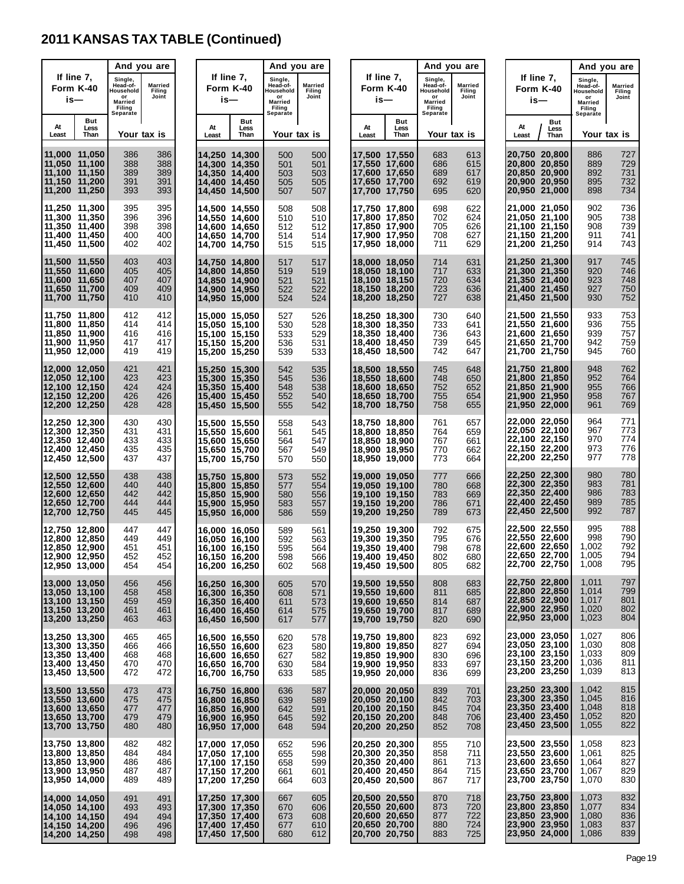# 2011 KANSAS TAX TABLE (Continued)

| If line 7, Form K-40 is— | | And you are | |
|---|---|---|---|
| At Least | But Less Than | Single, Head-of-Household or Married Filing Separate | Married Filing Joint |
| | | Your tax is | |
| 11,000 | 11,050 | 386 | 386 |
| 11,050 | 11,100 | 388 | 388 |
| 11,100 | 11,150 | 389 | 389 |
| 11,150 | 11,200 | 391 | 391 |
| 11,200 | 11,250 | 393 | 393 |
| 11,250 | 11,300 | 395 | 395 |
| 11,300 | 11,350 | 396 | 396 |
| 11,350 | 11,400 | 398 | 398 |
| 11,400 | 11,450 | 400 | 400 |
| 11,450 | 11,500 | 402 | 402 |
| 11,500 | 11,550 | 403 | 403 |
| 11,550 | 11,600 | 405 | 405 |
| 11,600 | 11,650 | 407 | 407 |
| 11,650 | 11,700 | 409 | 409 |
| 11,700 | 11,750 | 410 | 410 |
| 11,750 | 11,800 | 412 | 412 |
| 11,800 | 11,850 | 414 | 414 |
| 11,850 | 11,900 | 416 | 416 |
| 11,900 | 11,950 | 417 | 417 |
| 11,950 | 12,000 | 419 | 419 |
| 12,000 | 12,050 | 421 | 421 |
| 12,050 | 12,100 | 423 | 423 |
| 12,100 | 12,150 | 424 | 424 |
| 12,150 | 12,200 | 426 | 426 |
| 12,200 | 12,250 | 428 | 428 |
| 12,250 | 12,300 | 430 | 430 |
| 12,300 | 12,350 | 431 | 431 |
| 12,350 | 12,400 | 433 | 433 |
| 12,400 | 12,450 | 435 | 435 |
| 12,450 | 12,500 | 437 | 437 |
| 12,500 | 12,550 | 438 | 438 |
| 12,550 | 12,600 | 440 | 440 |
| 12,600 | 12,650 | 442 | 442 |
| 12,650 | 12,700 | 444 | 444 |
| 12,700 | 12,750 | 445 | 445 |
| 12,750 | 12,800 | 447 | 447 |
| 12,800 | 12,850 | 449 | 449 |
| 12,850 | 12,900 | 451 | 451 |
| 12,900 | 12,950 | 452 | 452 |
| 12,950 | 13,000 | 454 | 454 |
| 13,000 | 13,050 | 456 | 456 |
| 13,050 | 13,100 | 458 | 458 |
| 13,100 | 13,150 | 459 | 459 |
| 13,150 | 13,200 | 461 | 461 |
| 13,200 | 13,250 | 463 | 463 |
| 13,250 | 13,300 | 465 | 465 |
| 13,300 | 13,350 | 466 | 466 |
| 13,350 | 13,400 | 468 | 468 |
| 13,400 | 13,450 | 470 | 470 |
| 13,450 | 13,500 | 472 | 472 |
| 13,500 | 13,550 | 473 | 473 |
| 13,550 | 13,600 | 475 | 475 |
| 13,600 | 13,650 | 477 | 477 |
| 13,650 | 13,700 | 479 | 479 |
| 13,700 | 13,750 | 480 | 480 |
| 13,750 | 13,800 | 482 | 482 |
| 13,800 | 13,850 | 484 | 484 |
| 13,850 | 13,900 | 486 | 486 |
| 13,900 | 13,950 | 487 | 487 |
| 13,950 | 14,000 | 489 | 489 |
| 14,000 | 14,050 | 491 | 491 |
| 14,050 | 14,100 | 493 | 493 |
| 14,100 | 14,150 | 494 | 494 |
| 14,150 | 14,200 | 496 | 496 |
| 14,200 | 14,250 | 498 | 498 |
| 14,250 | 14,300 | 500 | 500 |
| 14,300 | 14,350 | 501 | 501 |
| 14,350 | 14,400 | 503 | 503 |
| 14,400 | 14,450 | 505 | 505 |
| 14,450 | 14,500 | 507 | 507 |
| 14,500 | 14,550 | 508 | 508 |
| 14,550 | 14,600 | 510 | 510 |
| 14,600 | 14,650 | 512 | 512 |
| 14,650 | 14,700 | 514 | 514 |
| 14,700 | 14,750 | 515 | 515 |
| 14,750 | 14,800 | 517 | 517 |
| 14,800 | 14,850 | 519 | 519 |
| 14,850 | 14,900 | 521 | 521 |
| 14,900 | 14,950 | 522 | 522 |
| 14,950 | 15,000 | 524 | 524 |
| 15,000 | 15,050 | 527 | 526 |
| 15,050 | 15,100 | 530 | 528 |
| 15,100 | 15,150 | 533 | 529 |
| 15,150 | 15,200 | 536 | 531 |
| 15,200 | 15,250 | 539 | 533 |
| 15,250 | 15,300 | 542 | 535 |
| 15,300 | 15,350 | 545 | 536 |
| 15,350 | 15,400 | 548 | 538 |
| 15,400 | 15,450 | 552 | 540 |
| 15,450 | 15,500 | 555 | 542 |
| 15,500 | 15,550 | 558 | 543 |
| 15,550 | 15,600 | 561 | 545 |
| 15,600 | 15,650 | 564 | 547 |
| 15,650 | 15,700 | 567 | 549 |
| 15,700 | 15,750 | 570 | 550 |
| 15,750 | 15,800 | 573 | 552 |
| 15,800 | 15,850 | 577 | 554 |
| 15,850 | 15,900 | 580 | 556 |
| 15,900 | 15,950 | 583 | 557 |
| 15,950 | 16,000 | 586 | 559 |
| 16,000 | 16,050 | 589 | 561 |
| 16,050 | 16,100 | 592 | 563 |
| 16,100 | 16,150 | 595 | 564 |
| 16,150 | 16,200 | 598 | 566 |
| 16,200 | 16,250 | 602 | 568 |
| 16,250 | 16,300 | 605 | 570 |
| 16,300 | 16,350 | 608 | 571 |
| 16,350 | 16,400 | 611 | 573 |
| 16,400 | 16,450 | 614 | 575 |
| 16,450 | 16,500 | 617 | 577 |
| 16,500 | 16,550 | 620 | 578 |
| 16,550 | 16,600 | 623 | 580 |
| 16,600 | 16,650 | 627 | 582 |
| 16,650 | 16,700 | 630 | 584 |
| 16,700 | 16,750 | 633 | 585 |
| 16,750 | 16,800 | 636 | 587 |
| 16,800 | 16,850 | 639 | 589 |
| 16,850 | 16,900 | 642 | 591 |
| 16,900 | 16,950 | 645 | 592 |
| 16,950 | 17,000 | 648 | 594 |
| 17,000 | 17,050 | 652 | 596 |
| 17,050 | 17,100 | 655 | 598 |
| 17,100 | 17,150 | 658 | 599 |
| 17,150 | 17,200 | 661 | 601 |
| 17,200 | 17,250 | 664 | 603 |
| 17,250 | 17,300 | 667 | 605 |
| 17,300 | 17,350 | 670 | 606 |
| 17,350 | 17,400 | 673 | 608 |
| 17,400 | 17,450 | 677 | 610 |
| 17,450 | 17,500 | 680 | 612 |
| 17,500 | 17,550 | 683 | 613 |
| 17,550 | 17,600 | 686 | 615 |
| 17,600 | 17,650 | 689 | 617 |
| 17,650 | 17,700 | 692 | 619 |
| 17,700 | 17,750 | 695 | 620 |
| 17,750 | 17,800 | 698 | 622 |
| 17,800 | 17,850 | 702 | 624 |
| 17,850 | 17,900 | 705 | 626 |
| 17,900 | 17,950 | 708 | 627 |
| 17,950 | 18,000 | 711 | 629 |
| 18,000 | 18,050 | 714 | 631 |
| 18,050 | 18,100 | 717 | 633 |
| 18,100 | 18,150 | 720 | 634 |
| 18,150 | 18,200 | 723 | 636 |
| 18,200 | 18,250 | 727 | 638 |
| 18,250 | 18,300 | 730 | 640 |
| 18,300 | 18,350 | 733 | 641 |
| 18,350 | 18,400 | 736 | 643 |
| 18,400 | 18,450 | 739 | 645 |
| 18,450 | 18,500 | 742 | 647 |
| 18,500 | 18,550 | 745 | 648 |
| 18,550 | 18,600 | 748 | 650 |
| 18,600 | 18,650 | 752 | 652 |
| 18,650 | 18,700 | 755 | 654 |
| 18,700 | 18,750 | 758 | 655 |
| 18,750 | 18,800 | 761 | 657 |
| 18,800 | 18,850 | 764 | 659 |
| 18,850 | 18,900 | 767 | 661 |
| 18,900 | 18,950 | 770 | 662 |
| 18,950 | 19,000 | 773 | 664 |
| 19,000 | 19,050 | 777 | 666 |
| 19,050 | 19,100 | 780 | 668 |
| 19,100 | 19,150 | 783 | 669 |
| 19,150 | 19,200 | 786 | 671 |
| 19,200 | 19,250 | 789 | 673 |
| 19,250 | 19,300 | 792 | 675 |
| 19,300 | 19,350 | 795 | 676 |
| 19,350 | 19,400 | 798 | 678 |
| 19,400 | 19,450 | 802 | 680 |
| 19,450 | 19,500 | 805 | 682 |
| 19,500 | 19,550 | 808 | 683 |
| 19,550 | 19,600 | 811 | 685 |
| 19,600 | 19,650 | 814 | 687 |
| 19,650 | 19,700 | 817 | 689 |
| 19,700 | 19,750 | 820 | 690 |
| 19,750 | 19,800 | 823 | 692 |
| 19,800 | 19,850 | 827 | 694 |
| 19,850 | 19,900 | 830 | 696 |
| 19,900 | 19,950 | 833 | 697 |
| 19,950 | 20,000 | 836 | 699 |
| 20,000 | 20,050 | 839 | 701 |
| 20,050 | 20,100 | 842 | 703 |
| 20,100 | 20,150 | 845 | 704 |
| 20,150 | 20,200 | 848 | 706 |
| 20,200 | 20,250 | 852 | 708 |
| 20,250 | 20,300 | 855 | 710 |
| 20,300 | 20,350 | 858 | 711 |
| 20,350 | 20,400 | 861 | 713 |
| 20,400 | 20,450 | 864 | 715 |
| 20,450 | 20,500 | 867 | 717 |
| 20,500 | 20,550 | 870 | 718 |
| 20,550 | 20,600 | 873 | 720 |
| 20,600 | 20,650 | 877 | 722 |
| 20,650 | 20,700 | 880 | 724 |
| 20,700 | 20,750 | 883 | 725 |
| 20,750 | 20,800 | 886 | 727 |
| 20,800 | 20,850 | 889 | 729 |
| 20,850 | 20,900 | 892 | 731 |
| 20,900 | 20,950 | 895 | 732 |
| 20,950 | 21,000 | 898 | 734 |
| 21,000 | 21,050 | 902 | 736 |
| 21,050 | 21,100 | 905 | 738 |
| 21,100 | 21,150 | 908 | 739 |
| 21,150 | 21,200 | 911 | 741 |
| 21,200 | 21,250 | 914 | 743 |
| 21,250 | 21,300 | 917 | 745 |
| 21,300 | 21,350 | 920 | 746 |
| 21,350 | 21,400 | 923 | 748 |
| 21,400 | 21,450 | 927 | 750 |
| 21,450 | 21,500 | 930 | 752 |
| 21,500 | 21,550 | 933 | 753 |
| 21,550 | 21,600 | 936 | 755 |
| 21,600 | 21,650 | 939 | 757 |
| 21,650 | 21,700 | 942 | 759 |
| 21,700 | 21,750 | 945 | 760 |
| 21,750 | 21,800 | 948 | 762 |
| 21,800 | 21,850 | 952 | 764 |
| 21,850 | 21,900 | 955 | 766 |
| 21,900 | 21,950 | 958 | 767 |
| 21,950 | 22,000 | 961 | 769 |
| 22,000 | 22,050 | 964 | 771 |
| 22,050 | 22,100 | 967 | 773 |
| 22,100 | 22,150 | 970 | 774 |
| 22,150 | 22,200 | 973 | 776 |
| 22,200 | 22,250 | 977 | 778 |
| 22,250 | 22,300 | 980 | 780 |
| 22,300 | 22,350 | 983 | 781 |
| 22,350 | 22,400 | 986 | 783 |
| 22,400 | 22,450 | 989 | 785 |
| 22,450 | 22,500 | 992 | 787 |
| 22,500 | 22,550 | 995 | 788 |
| 22,550 | 22,600 | 998 | 790 |
| 22,600 | 22,650 | 1,002 | 792 |
| 22,650 | 22,700 | 1,005 | 794 |
| 22,700 | 22,750 | 1,008 | 795 |
| 22,750 | 22,800 | 1,011 | 797 |
| 22,800 | 22,850 | 1,014 | 799 |
| 22,850 | 22,900 | 1,017 | 801 |
| 22,900 | 22,950 | 1,020 | 802 |
| 22,950 | 23,000 | 1,023 | 804 |
| 23,000 | 23,050 | 1,027 | 806 |
| 23,050 | 23,100 | 1,030 | 808 |
| 23,100 | 23,150 | 1,033 | 809 |
| 23,150 | 23,200 | 1,036 | 811 |
| 23,200 | 23,250 | 1,039 | 813 |
| 23,250 | 23,300 | 1,042 | 815 |
| 23,300 | 23,350 | 1,045 | 816 |
| 23,350 | 23,400 | 1,048 | 818 |
| 23,400 | 23,450 | 1,052 | 820 |
| 23,450 | 23,500 | 1,055 | 822 |
| 23,500 | 23,550 | 1,058 | 823 |
| 23,550 | 23,600 | 1,061 | 825 |
| 23,600 | 23,650 | 1,064 | 827 |
| 23,650 | 23,700 | 1,067 | 829 |
| 23,700 | 23,750 | 1,070 | 830 |
| 23,750 | 23,800 | 1,073 | 832 |
| 23,800 | 23,850 | 1,077 | 834 |
| 23,850 | 23,900 | 1,080 | 836 |
| 23,900 | 23,950 | 1,083 | 837 |
| 23,950 | 24,000 | 1,086 | 839 |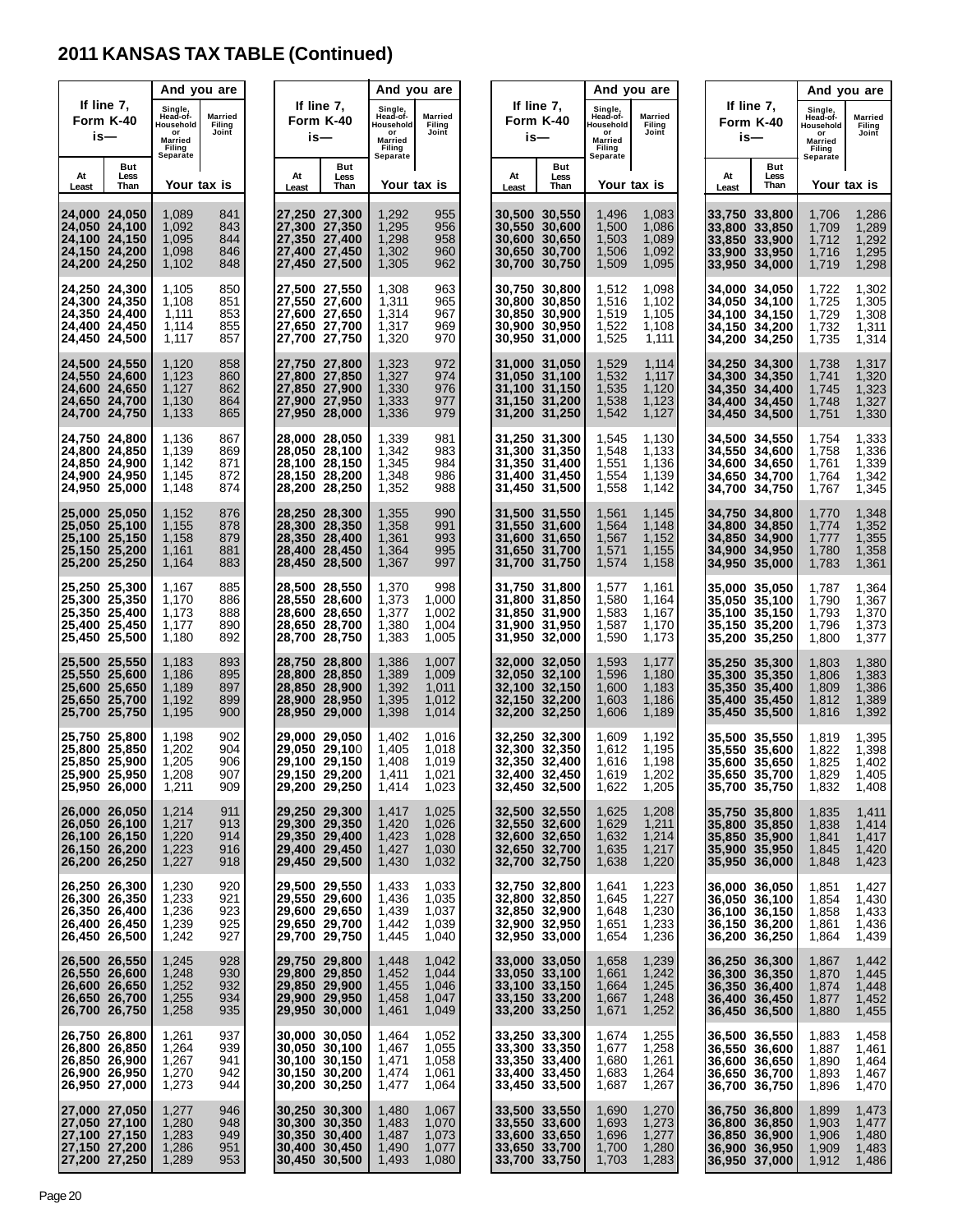# 2011 KANSAS TAX TABLE (Continued)

| If line 7, Form K-40 is— | | And you are | |
|---|---|---|---|
| At Least | But Less Than | Single, Head-of-Household or Married Filing Separate | Married Filing Joint |
| | | Your tax is | |
| 24,000 | 24,050 | 1,089 | 841 |
| 24,050 | 24,100 | 1,092 | 843 |
| 24,100 | 24,150 | 1,095 | 844 |
| 24,150 | 24,200 | 1,098 | 846 |
| 24,200 | 24,250 | 1,102 | 848 |
| 24,250 | 24,300 | 1,105 | 850 |
| 24,300 | 24,350 | 1,108 | 851 |
| 24,350 | 24,400 | 1,111 | 853 |
| 24,400 | 24,450 | 1,114 | 855 |
| 24,450 | 24,500 | 1,117 | 857 |
| 24,500 | 24,550 | 1,120 | 858 |
| 24,550 | 24,600 | 1,123 | 860 |
| 24,600 | 24,650 | 1,127 | 862 |
| 24,650 | 24,700 | 1,130 | 864 |
| 24,700 | 24,750 | 1,133 | 865 |
| 24,750 | 24,800 | 1,136 | 867 |
| 24,800 | 24,850 | 1,139 | 869 |
| 24,850 | 24,900 | 1,142 | 871 |
| 24,900 | 24,950 | 1,145 | 872 |
| 24,950 | 25,000 | 1,148 | 874 |
| 25,000 | 25,050 | 1,152 | 876 |
| 25,050 | 25,100 | 1,155 | 878 |
| 25,100 | 25,150 | 1,158 | 879 |
| 25,150 | 25,200 | 1,161 | 881 |
| 25,200 | 25,250 | 1,164 | 883 |
| 25,250 | 25,300 | 1,167 | 885 |
| 25,300 | 25,350 | 1,170 | 886 |
| 25,350 | 25,400 | 1,173 | 888 |
| 25,400 | 25,450 | 1,177 | 890 |
| 25,450 | 25,500 | 1,180 | 892 |
| 25,500 | 25,550 | 1,183 | 893 |
| 25,550 | 25,600 | 1,186 | 895 |
| 25,600 | 25,650 | 1,189 | 897 |
| 25,650 | 25,700 | 1,192 | 899 |
| 25,700 | 25,750 | 1,195 | 900 |
| 25,750 | 25,800 | 1,198 | 902 |
| 25,800 | 25,850 | 1,202 | 904 |
| 25,850 | 25,900 | 1,205 | 906 |
| 25,900 | 25,950 | 1,208 | 907 |
| 25,950 | 26,000 | 1,211 | 909 |
| 26,000 | 26,050 | 1,214 | 911 |
| 26,050 | 26,100 | 1,217 | 913 |
| 26,100 | 26,150 | 1,220 | 914 |
| 26,150 | 26,200 | 1,223 | 916 |
| 26,200 | 26,250 | 1,227 | 918 |
| 26,250 | 26,300 | 1,230 | 920 |
| 26,300 | 26,350 | 1,233 | 921 |
| 26,350 | 26,400 | 1,236 | 923 |
| 26,400 | 26,450 | 1,239 | 925 |
| 26,450 | 26,500 | 1,242 | 927 |
| 26,500 | 26,550 | 1,245 | 928 |
| 26,550 | 26,600 | 1,248 | 930 |
| 26,600 | 26,650 | 1,252 | 932 |
| 26,650 | 26,700 | 1,255 | 934 |
| 26,700 | 26,750 | 1,258 | 935 |
| 26,750 | 26,800 | 1,261 | 937 |
| 26,800 | 26,850 | 1,264 | 939 |
| 26,850 | 26,900 | 1,267 | 941 |
| 26,900 | 26,950 | 1,270 | 942 |
| 26,950 | 27,000 | 1,273 | 944 |
| 27,000 | 27,050 | 1,277 | 946 |
| 27,050 | 27,100 | 1,280 | 948 |
| 27,100 | 27,150 | 1,283 | 949 |
| 27,150 | 27,200 | 1,286 | 951 |
| 27,200 | 27,250 | 1,289 | 953 |
| 27,250 | 27,300 | 1,292 | 955 |
| 27,300 | 27,350 | 1,295 | 956 |
| 27,350 | 27,400 | 1,298 | 958 |
| 27,400 | 27,450 | 1,302 | 960 |
| 27,450 | 27,500 | 1,305 | 962 |
| 27,500 | 27,550 | 1,308 | 963 |
| 27,550 | 27,600 | 1,311 | 965 |
| 27,600 | 27,650 | 1,314 | 967 |
| 27,650 | 27,700 | 1,317 | 969 |
| 27,700 | 27,750 | 1,320 | 970 |
| 27,750 | 27,800 | 1,323 | 972 |
| 27,800 | 27,850 | 1,327 | 974 |
| 27,850 | 27,900 | 1,330 | 976 |
| 27,900 | 27,950 | 1,333 | 977 |
| 27,950 | 28,000 | 1,336 | 979 |
| 28,000 | 28,050 | 1,339 | 981 |
| 28,050 | 28,100 | 1,342 | 983 |
| 28,100 | 28,150 | 1,345 | 984 |
| 28,150 | 28,200 | 1,348 | 986 |
| 28,200 | 28,250 | 1,352 | 988 |
| 28,250 | 28,300 | 1,355 | 990 |
| 28,300 | 28,350 | 1,358 | 991 |
| 28,350 | 28,400 | 1,361 | 993 |
| 28,400 | 28,450 | 1,364 | 995 |
| 28,450 | 28,500 | 1,367 | 997 |
| 28,500 | 28,550 | 1,370 | 998 |
| 28,550 | 28,600 | 1,373 | 1,000 |
| 28,600 | 28,650 | 1,377 | 1,002 |
| 28,650 | 28,700 | 1,380 | 1,004 |
| 28,700 | 28,750 | 1,383 | 1,005 |
| 28,750 | 28,800 | 1,386 | 1,007 |
| 28,800 | 28,850 | 1,389 | 1,009 |
| 28,850 | 28,900 | 1,392 | 1,011 |
| 28,900 | 28,950 | 1,395 | 1,012 |
| 28,950 | 29,000 | 1,398 | 1,014 |
| 29,000 | 29,050 | 1,402 | 1,016 |
| 29,050 | 29,100 | 1,405 | 1,018 |
| 29,100 | 29,150 | 1,408 | 1,019 |
| 29,150 | 29,200 | 1,411 | 1,021 |
| 29,200 | 29,250 | 1,414 | 1,023 |
| 29,250 | 29,300 | 1,417 | 1,025 |
| 29,300 | 29,350 | 1,420 | 1,026 |
| 29,350 | 29,400 | 1,423 | 1,028 |
| 29,400 | 29,450 | 1,427 | 1,030 |
| 29,450 | 29,500 | 1,430 | 1,032 |
| 29,500 | 29,550 | 1,433 | 1,033 |
| 29,550 | 29,600 | 1,436 | 1,035 |
| 29,600 | 29,650 | 1,439 | 1,037 |
| 29,650 | 29,700 | 1,442 | 1,039 |
| 29,700 | 29,750 | 1,445 | 1,040 |
| 29,750 | 29,800 | 1,448 | 1,042 |
| 29,800 | 29,850 | 1,452 | 1,044 |
| 29,850 | 29,900 | 1,455 | 1,046 |
| 29,900 | 29,950 | 1,458 | 1,047 |
| 29,950 | 30,000 | 1,461 | 1,049 |
| 30,000 | 30,050 | 1,464 | 1,052 |
| 30,050 | 30,100 | 1,467 | 1,055 |
| 30,100 | 30,150 | 1,471 | 1,058 |
| 30,150 | 30,200 | 1,474 | 1,061 |
| 30,200 | 30,250 | 1,477 | 1,064 |
| 30,250 | 30,300 | 1,480 | 1,067 |
| 30,300 | 30,350 | 1,483 | 1,070 |
| 30,350 | 30,400 | 1,487 | 1,073 |
| 30,400 | 30,450 | 1,490 | 1,077 |
| 30,450 | 30,500 | 1,493 | 1,080 |
| 30,500 | 30,550 | 1,496 | 1,083 |
| 30,550 | 30,600 | 1,500 | 1,086 |
| 30,600 | 30,650 | 1,503 | 1,089 |
| 30,650 | 30,700 | 1,506 | 1,092 |
| 30,700 | 30,750 | 1,509 | 1,095 |
| 30,750 | 30,800 | 1,512 | 1,098 |
| 30,800 | 30,850 | 1,516 | 1,102 |
| 30,850 | 30,900 | 1,519 | 1,105 |
| 30,900 | 30,950 | 1,522 | 1,108 |
| 30,950 | 31,000 | 1,525 | 1,111 |
| 31,000 | 31,050 | 1,529 | 1,114 |
| 31,050 | 31,100 | 1,532 | 1,117 |
| 31,100 | 31,150 | 1,535 | 1,120 |
| 31,150 | 31,200 | 1,538 | 1,123 |
| 31,200 | 31,250 | 1,542 | 1,127 |
| 31,250 | 31,300 | 1,545 | 1,130 |
| 31,300 | 31,350 | 1,548 | 1,133 |
| 31,350 | 31,400 | 1,551 | 1,136 |
| 31,400 | 31,450 | 1,554 | 1,139 |
| 31,450 | 31,500 | 1,558 | 1,142 |
| 31,500 | 31,550 | 1,561 | 1,145 |
| 31,550 | 31,600 | 1,564 | 1,148 |
| 31,600 | 31,650 | 1,567 | 1,152 |
| 31,650 | 31,700 | 1,571 | 1,155 |
| 31,700 | 31,750 | 1,574 | 1,158 |
| 31,750 | 31,800 | 1,577 | 1,161 |
| 31,800 | 31,850 | 1,580 | 1,164 |
| 31,850 | 31,900 | 1,583 | 1,167 |
| 31,900 | 31,950 | 1,587 | 1,170 |
| 31,950 | 32,000 | 1,590 | 1,173 |
| 32,000 | 32,050 | 1,593 | 1,177 |
| 32,050 | 32,100 | 1,596 | 1,180 |
| 32,100 | 32,150 | 1,600 | 1,183 |
| 32,150 | 32,200 | 1,603 | 1,186 |
| 32,200 | 32,250 | 1,606 | 1,189 |
| 32,250 | 32,300 | 1,609 | 1,192 |
| 32,300 | 32,350 | 1,612 | 1,195 |
| 32,350 | 32,400 | 1,616 | 1,198 |
| 32,400 | 32,450 | 1,619 | 1,202 |
| 32,450 | 32,500 | 1,622 | 1,205 |
| 32,500 | 32,550 | 1,625 | 1,208 |
| 32,550 | 32,600 | 1,629 | 1,211 |
| 32,600 | 32,650 | 1,632 | 1,214 |
| 32,650 | 32,700 | 1,635 | 1,217 |
| 32,700 | 32,750 | 1,638 | 1,220 |
| 32,750 | 32,800 | 1,641 | 1,223 |
| 32,800 | 32,850 | 1,645 | 1,227 |
| 32,850 | 32,900 | 1,648 | 1,230 |
| 32,900 | 32,950 | 1,651 | 1,233 |
| 32,950 | 33,000 | 1,654 | 1,236 |
| 33,000 | 33,050 | 1,658 | 1,239 |
| 33,050 | 33,100 | 1,661 | 1,242 |
| 33,100 | 33,150 | 1,664 | 1,245 |
| 33,150 | 33,200 | 1,667 | 1,248 |
| 33,200 | 33,250 | 1,671 | 1,252 |
| 33,250 | 33,300 | 1,674 | 1,255 |
| 33,300 | 33,350 | 1,677 | 1,258 |
| 33,350 | 33,400 | 1,680 | 1,261 |
| 33,400 | 33,450 | 1,683 | 1,264 |
| 33,450 | 33,500 | 1,687 | 1,267 |
| 33,500 | 33,550 | 1,690 | 1,270 |
| 33,550 | 33,600 | 1,693 | 1,273 |
| 33,600 | 33,650 | 1,696 | 1,277 |
| 33,650 | 33,700 | 1,700 | 1,280 |
| 33,700 | 33,750 | 1,703 | 1,283 |
| 33,750 | 33,800 | 1,706 | 1,286 |
| 33,800 | 33,850 | 1,709 | 1,289 |
| 33,850 | 33,900 | 1,712 | 1,292 |
| 33,900 | 33,950 | 1,716 | 1,295 |
| 33,950 | 34,000 | 1,719 | 1,298 |
| 34,000 | 34,050 | 1,722 | 1,302 |
| 34,050 | 34,100 | 1,725 | 1,305 |
| 34,100 | 34,150 | 1,729 | 1,308 |
| 34,150 | 34,200 | 1,732 | 1,311 |
| 34,200 | 34,250 | 1,735 | 1,314 |
| 34,250 | 34,300 | 1,738 | 1,317 |
| 34,300 | 34,350 | 1,741 | 1,320 |
| 34,350 | 34,400 | 1,745 | 1,323 |
| 34,400 | 34,450 | 1,748 | 1,327 |
| 34,450 | 34,500 | 1,751 | 1,330 |
| 34,500 | 34,550 | 1,754 | 1,333 |
| 34,550 | 34,600 | 1,758 | 1,336 |
| 34,600 | 34,650 | 1,761 | 1,339 |
| 34,650 | 34,700 | 1,764 | 1,342 |
| 34,700 | 34,750 | 1,767 | 1,345 |
| 34,750 | 34,800 | 1,770 | 1,348 |
| 34,800 | 34,850 | 1,774 | 1,352 |
| 34,850 | 34,900 | 1,777 | 1,355 |
| 34,900 | 34,950 | 1,780 | 1,358 |
| 34,950 | 35,000 | 1,783 | 1,361 |
| 35,000 | 35,050 | 1,787 | 1,364 |
| 35,050 | 35,100 | 1,790 | 1,367 |
| 35,100 | 35,150 | 1,793 | 1,370 |
| 35,150 | 35,200 | 1,796 | 1,373 |
| 35,200 | 35,250 | 1,800 | 1,377 |
| 35,250 | 35,300 | 1,803 | 1,380 |
| 35,300 | 35,350 | 1,806 | 1,383 |
| 35,350 | 35,400 | 1,809 | 1,386 |
| 35,400 | 35,450 | 1,812 | 1,389 |
| 35,450 | 35,500 | 1,816 | 1,392 |
| 35,500 | 35,550 | 1,819 | 1,395 |
| 35,550 | 35,600 | 1,822 | 1,398 |
| 35,600 | 35,650 | 1,825 | 1,402 |
| 35,650 | 35,700 | 1,829 | 1,405 |
| 35,700 | 35,750 | 1,832 | 1,408 |
| 35,750 | 35,800 | 1,835 | 1,411 |
| 35,800 | 35,850 | 1,838 | 1,414 |
| 35,850 | 35,900 | 1,841 | 1,417 |
| 35,900 | 35,950 | 1,845 | 1,420 |
| 35,950 | 36,000 | 1,848 | 1,423 |
| 36,000 | 36,050 | 1,851 | 1,427 |
| 36,050 | 36,100 | 1,854 | 1,430 |
| 36,100 | 36,150 | 1,858 | 1,433 |
| 36,150 | 36,200 | 1,861 | 1,436 |
| 36,200 | 36,250 | 1,864 | 1,439 |
| 36,250 | 36,300 | 1,867 | 1,442 |
| 36,300 | 36,350 | 1,870 | 1,445 |
| 36,350 | 36,400 | 1,874 | 1,448 |
| 36,400 | 36,450 | 1,877 | 1,452 |
| 36,450 | 36,500 | 1,880 | 1,455 |
| 36,500 | 36,550 | 1,883 | 1,458 |
| 36,550 | 36,600 | 1,887 | 1,461 |
| 36,600 | 36,650 | 1,890 | 1,464 |
| 36,650 | 36,700 | 1,893 | 1,467 |
| 36,700 | 36,750 | 1,896 | 1,470 |
| 36,750 | 36,800 | 1,899 | 1,473 |
| 36,800 | 36,850 | 1,903 | 1,477 |
| 36,850 | 36,900 | 1,906 | 1,480 |
| 36,900 | 36,950 | 1,909 | 1,483 |
| 36,950 | 37,000 | 1,912 | 1,486 |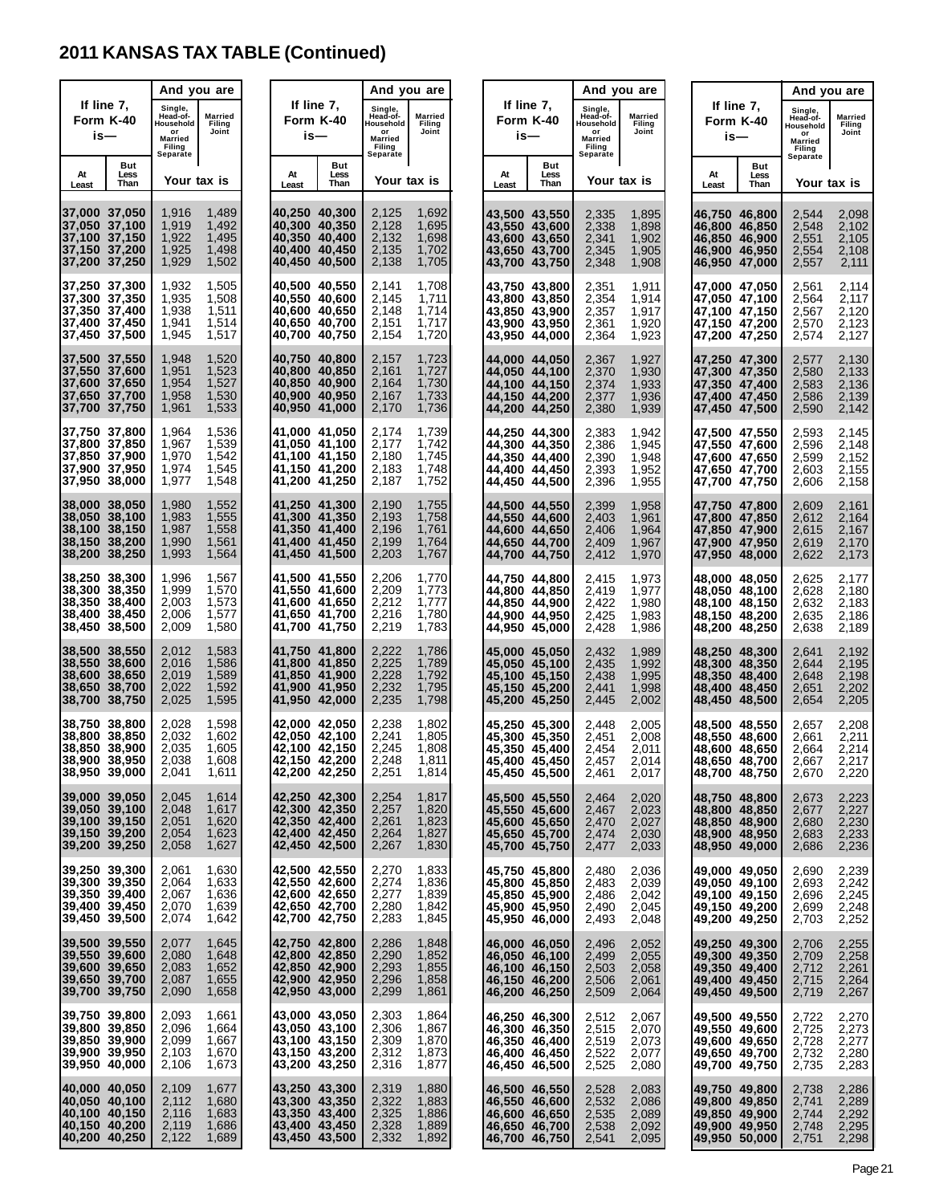# 2011 KANSAS TAX TABLE (Continued)

| If line 7, Form K-40 is— | | And you are | |
|---|---|---|---|
| At Least | But Less Than | Single, Head-of-Household or Married Filing Separate | Married Filing Joint |
| | | Your tax is | |
| 37,000 | 37,050 | 1,916 | 1,489 |
| 37,050 | 37,100 | 1,919 | 1,492 |
| 37,100 | 37,150 | 1,922 | 1,495 |
| 37,150 | 37,200 | 1,925 | 1,498 |
| 37,200 | 37,250 | 1,929 | 1,502 |
| 37,250 | 37,300 | 1,932 | 1,505 |
| 37,300 | 37,350 | 1,935 | 1,508 |
| 37,350 | 37,400 | 1,938 | 1,511 |
| 37,400 | 37,450 | 1,941 | 1,514 |
| 37,450 | 37,500 | 1,945 | 1,517 |
| 37,500 | 37,550 | 1,948 | 1,520 |
| 37,550 | 37,600 | 1,951 | 1,523 |
| 37,600 | 37,650 | 1,954 | 1,527 |
| 37,650 | 37,700 | 1,958 | 1,530 |
| 37,700 | 37,750 | 1,961 | 1,533 |
| 37,750 | 37,800 | 1,964 | 1,536 |
| 37,800 | 37,850 | 1,967 | 1,539 |
| 37,850 | 37,900 | 1,970 | 1,542 |
| 37,900 | 37,950 | 1,974 | 1,545 |
| 37,950 | 38,000 | 1,977 | 1,548 |
| 38,000 | 38,050 | 1,980 | 1,552 |
| 38,050 | 38,100 | 1,983 | 1,555 |
| 38,100 | 38,150 | 1,987 | 1,558 |
| 38,150 | 38,200 | 1,990 | 1,561 |
| 38,200 | 38,250 | 1,993 | 1,564 |
| 38,250 | 38,300 | 1,996 | 1,567 |
| 38,300 | 38,350 | 1,999 | 1,570 |
| 38,350 | 38,400 | 2,003 | 1,573 |
| 38,400 | 38,450 | 2,006 | 1,577 |
| 38,450 | 38,500 | 2,009 | 1,580 |
| 38,500 | 38,550 | 2,012 | 1,583 |
| 38,550 | 38,600 | 2,016 | 1,586 |
| 38,600 | 38,650 | 2,019 | 1,589 |
| 38,650 | 38,700 | 2,022 | 1,592 |
| 38,700 | 38,750 | 2,025 | 1,595 |
| 38,750 | 38,800 | 2,028 | 1,598 |
| 38,800 | 38,850 | 2,032 | 1,602 |
| 38,850 | 38,900 | 2,035 | 1,605 |
| 38,900 | 38,950 | 2,038 | 1,608 |
| 38,950 | 39,000 | 2,041 | 1,611 |
| 39,000 | 39,050 | 2,045 | 1,614 |
| 39,050 | 39,100 | 2,048 | 1,617 |
| 39,100 | 39,150 | 2,051 | 1,620 |
| 39,150 | 39,200 | 2,054 | 1,623 |
| 39,200 | 39,250 | 2,058 | 1,627 |
| 39,250 | 39,300 | 2,061 | 1,630 |
| 39,300 | 39,350 | 2,064 | 1,633 |
| 39,350 | 39,400 | 2,067 | 1,636 |
| 39,400 | 39,450 | 2,070 | 1,639 |
| 39,450 | 39,500 | 2,074 | 1,642 |
| 39,500 | 39,550 | 2,077 | 1,645 |
| 39,550 | 39,600 | 2,080 | 1,648 |
| 39,600 | 39,650 | 2,083 | 1,652 |
| 39,650 | 39,700 | 2,087 | 1,655 |
| 39,700 | 39,750 | 2,090 | 1,658 |
| 39,750 | 39,800 | 2,093 | 1,661 |
| 39,800 | 39,850 | 2,096 | 1,664 |
| 39,850 | 39,900 | 2,099 | 1,667 |
| 39,900 | 39,950 | 2,103 | 1,670 |
| 39,950 | 40,000 | 2,106 | 1,673 |
| 40,000 | 40,050 | 2,109 | 1,677 |
| 40,050 | 40,100 | 2,112 | 1,680 |
| 40,100 | 40,150 | 2,116 | 1,683 |
| 40,150 | 40,200 | 2,119 | 1,686 |
| 40,200 | 40,250 | 2,122 | 1,689 |
| 40,250 | 40,300 | 2,125 | 1,692 |
| 40,300 | 40,350 | 2,128 | 1,695 |
| 40,350 | 40,400 | 2,132 | 1,698 |
| 40,400 | 40,450 | 2,135 | 1,702 |
| 40,450 | 40,500 | 2,138 | 1,705 |
| 40,500 | 40,550 | 2,141 | 1,708 |
| 40,550 | 40,600 | 2,145 | 1,711 |
| 40,600 | 40,650 | 2,148 | 1,714 |
| 40,650 | 40,700 | 2,151 | 1,717 |
| 40,700 | 40,750 | 2,154 | 1,720 |
| 40,750 | 40,800 | 2,157 | 1,723 |
| 40,800 | 40,850 | 2,161 | 1,727 |
| 40,850 | 40,900 | 2,164 | 1,730 |
| 40,900 | 40,950 | 2,167 | 1,733 |
| 40,950 | 41,000 | 2,170 | 1,736 |
| 41,000 | 41,050 | 2,174 | 1,739 |
| 41,050 | 41,100 | 2,177 | 1,742 |
| 41,100 | 41,150 | 2,180 | 1,745 |
| 41,150 | 41,200 | 2,183 | 1,748 |
| 41,200 | 41,250 | 2,187 | 1,752 |
| 41,250 | 41,300 | 2,190 | 1,755 |
| 41,300 | 41,350 | 2,193 | 1,758 |
| 41,350 | 41,400 | 2,196 | 1,761 |
| 41,400 | 41,450 | 2,199 | 1,764 |
| 41,450 | 41,500 | 2,203 | 1,767 |
| 41,500 | 41,550 | 2,206 | 1,770 |
| 41,550 | 41,600 | 2,209 | 1,773 |
| 41,600 | 41,650 | 2,212 | 1,777 |
| 41,650 | 41,700 | 2,216 | 1,780 |
| 41,700 | 41,750 | 2,219 | 1,783 |
| 41,750 | 41,800 | 2,222 | 1,786 |
| 41,800 | 41,850 | 2,225 | 1,789 |
| 41,850 | 41,900 | 2,228 | 1,792 |
| 41,900 | 41,950 | 2,232 | 1,795 |
| 41,950 | 42,000 | 2,235 | 1,798 |
| 42,000 | 42,050 | 2,238 | 1,802 |
| 42,050 | 42,100 | 2,241 | 1,805 |
| 42,100 | 42,150 | 2,245 | 1,808 |
| 42,150 | 42,200 | 2,248 | 1,811 |
| 42,200 | 42,250 | 2,251 | 1,814 |
| 42,250 | 42,300 | 2,254 | 1,817 |
| 42,300 | 42,350 | 2,257 | 1,820 |
| 42,350 | 42,400 | 2,261 | 1,823 |
| 42,400 | 42,450 | 2,264 | 1,827 |
| 42,450 | 42,500 | 2,267 | 1,830 |
| 42,500 | 42,550 | 2,270 | 1,833 |
| 42,550 | 42,600 | 2,274 | 1,836 |
| 42,600 | 42,650 | 2,277 | 1,839 |
| 42,650 | 42,700 | 2,280 | 1,842 |
| 42,700 | 42,750 | 2,283 | 1,845 |
| 42,750 | 42,800 | 2,286 | 1,848 |
| 42,800 | 42,850 | 2,290 | 1,852 |
| 42,850 | 42,900 | 2,293 | 1,855 |
| 42,900 | 42,950 | 2,296 | 1,858 |
| 42,950 | 43,000 | 2,299 | 1,861 |
| 43,000 | 43,050 | 2,303 | 1,864 |
| 43,050 | 43,100 | 2,306 | 1,867 |
| 43,100 | 43,150 | 2,309 | 1,870 |
| 43,150 | 43,200 | 2,312 | 1,873 |
| 43,200 | 43,250 | 2,316 | 1,877 |
| 43,250 | 43,300 | 2,319 | 1,880 |
| 43,300 | 43,350 | 2,322 | 1,883 |
| 43,350 | 43,400 | 2,325 | 1,886 |
| 43,400 | 43,450 | 2,328 | 1,889 |
| 43,450 | 43,500 | 2,332 | 1,892 |
| 43,500 | 43,550 | 2,335 | 1,895 |
| 43,550 | 43,600 | 2,338 | 1,898 |
| 43,600 | 43,650 | 2,341 | 1,902 |
| 43,650 | 43,700 | 2,345 | 1,905 |
| 43,700 | 43,750 | 2,348 | 1,908 |
| 43,750 | 43,800 | 2,351 | 1,911 |
| 43,800 | 43,850 | 2,354 | 1,914 |
| 43,850 | 43,900 | 2,357 | 1,917 |
| 43,900 | 43,950 | 2,361 | 1,920 |
| 43,950 | 44,000 | 2,364 | 1,923 |
| 44,000 | 44,050 | 2,367 | 1,927 |
| 44,050 | 44,100 | 2,370 | 1,930 |
| 44,100 | 44,150 | 2,374 | 1,933 |
| 44,150 | 44,200 | 2,377 | 1,936 |
| 44,200 | 44,250 | 2,380 | 1,939 |
| 44,250 | 44,300 | 2,383 | 1,942 |
| 44,300 | 44,350 | 2,386 | 1,945 |
| 44,350 | 44,400 | 2,390 | 1,948 |
| 44,400 | 44,450 | 2,393 | 1,952 |
| 44,450 | 44,500 | 2,396 | 1,955 |
| 44,500 | 44,550 | 2,399 | 1,958 |
| 44,550 | 44,600 | 2,403 | 1,961 |
| 44,600 | 44,650 | 2,406 | 1,964 |
| 44,650 | 44,700 | 2,409 | 1,967 |
| 44,700 | 44,750 | 2,412 | 1,970 |
| 44,750 | 44,800 | 2,415 | 1,973 |
| 44,800 | 44,850 | 2,419 | 1,977 |
| 44,850 | 44,900 | 2,422 | 1,980 |
| 44,900 | 44,950 | 2,425 | 1,983 |
| 44,950 | 45,000 | 2,428 | 1,986 |
| 45,000 | 45,050 | 2,432 | 1,989 |
| 45,050 | 45,100 | 2,435 | 1,992 |
| 45,100 | 45,150 | 2,438 | 1,995 |
| 45,150 | 45,200 | 2,441 | 1,998 |
| 45,200 | 45,250 | 2,445 | 2,002 |
| 45,250 | 45,300 | 2,448 | 2,005 |
| 45,300 | 45,350 | 2,451 | 2,008 |
| 45,350 | 45,400 | 2,454 | 2,011 |
| 45,400 | 45,450 | 2,457 | 2,014 |
| 45,450 | 45,500 | 2,461 | 2,017 |
| 45,500 | 45,550 | 2,464 | 2,020 |
| 45,550 | 45,600 | 2,467 | 2,023 |
| 45,600 | 45,650 | 2,470 | 2,027 |
| 45,650 | 45,700 | 2,474 | 2,030 |
| 45,700 | 45,750 | 2,477 | 2,033 |
| 45,750 | 45,800 | 2,480 | 2,036 |
| 45,800 | 45,850 | 2,483 | 2,039 |
| 45,850 | 45,900 | 2,486 | 2,042 |
| 45,900 | 45,950 | 2,490 | 2,045 |
| 45,950 | 46,000 | 2,493 | 2,048 |
| 46,000 | 46,050 | 2,496 | 2,052 |
| 46,050 | 46,100 | 2,499 | 2,055 |
| 46,100 | 46,150 | 2,503 | 2,058 |
| 46,150 | 46,200 | 2,506 | 2,061 |
| 46,200 | 46,250 | 2,509 | 2,064 |
| 46,250 | 46,300 | 2,512 | 2,067 |
| 46,300 | 46,350 | 2,515 | 2,070 |
| 46,350 | 46,400 | 2,519 | 2,073 |
| 46,400 | 46,450 | 2,522 | 2,077 |
| 46,450 | 46,500 | 2,525 | 2,080 |
| 46,500 | 46,550 | 2,528 | 2,083 |
| 46,550 | 46,600 | 2,532 | 2,086 |
| 46,600 | 46,650 | 2,535 | 2,089 |
| 46,650 | 46,700 | 2,538 | 2,092 |
| 46,700 | 46,750 | 2,541 | 2,095 |
| 46,750 | 46,800 | 2,544 | 2,098 |
| 46,800 | 46,850 | 2,548 | 2,102 |
| 46,850 | 46,900 | 2,551 | 2,105 |
| 46,900 | 46,950 | 2,554 | 2,108 |
| 46,950 | 47,000 | 2,557 | 2,111 |
| 47,000 | 47,050 | 2,561 | 2,114 |
| 47,050 | 47,100 | 2,564 | 2,117 |
| 47,100 | 47,150 | 2,567 | 2,120 |
| 47,150 | 47,200 | 2,570 | 2,123 |
| 47,200 | 47,250 | 2,574 | 2,127 |
| 47,250 | 47,300 | 2,577 | 2,130 |
| 47,300 | 47,350 | 2,580 | 2,133 |
| 47,350 | 47,400 | 2,583 | 2,136 |
| 47,400 | 47,450 | 2,586 | 2,139 |
| 47,450 | 47,500 | 2,590 | 2,142 |
| 47,500 | 47,550 | 2,593 | 2,145 |
| 47,550 | 47,600 | 2,596 | 2,148 |
| 47,600 | 47,650 | 2,599 | 2,152 |
| 47,650 | 47,700 | 2,603 | 2,155 |
| 47,700 | 47,750 | 2,606 | 2,158 |
| 47,750 | 47,800 | 2,609 | 2,161 |
| 47,800 | 47,850 | 2,612 | 2,164 |
| 47,850 | 47,900 | 2,615 | 2,167 |
| 47,900 | 47,950 | 2,619 | 2,170 |
| 47,950 | 48,000 | 2,622 | 2,173 |
| 48,000 | 48,050 | 2,625 | 2,177 |
| 48,050 | 48,100 | 2,628 | 2,180 |
| 48,100 | 48,150 | 2,632 | 2,183 |
| 48,150 | 48,200 | 2,635 | 2,186 |
| 48,200 | 48,250 | 2,638 | 2,189 |
| 48,250 | 48,300 | 2,641 | 2,192 |
| 48,300 | 48,350 | 2,644 | 2,195 |
| 48,350 | 48,400 | 2,648 | 2,198 |
| 48,400 | 48,450 | 2,651 | 2,202 |
| 48,450 | 48,500 | 2,654 | 2,205 |
| 48,500 | 48,550 | 2,657 | 2,208 |
| 48,550 | 48,600 | 2,661 | 2,211 |
| 48,600 | 48,650 | 2,664 | 2,214 |
| 48,650 | 48,700 | 2,667 | 2,217 |
| 48,700 | 48,750 | 2,670 | 2,220 |
| 48,750 | 48,800 | 2,673 | 2,223 |
| 48,800 | 48,850 | 2,677 | 2,227 |
| 48,850 | 48,900 | 2,680 | 2,230 |
| 48,900 | 48,950 | 2,683 | 2,233 |
| 48,950 | 49,000 | 2,686 | 2,236 |
| 49,000 | 49,050 | 2,690 | 2,239 |
| 49,050 | 49,100 | 2,693 | 2,242 |
| 49,100 | 49,150 | 2,696 | 2,245 |
| 49,150 | 49,200 | 2,699 | 2,248 |
| 49,200 | 49,250 | 2,703 | 2,252 |
| 49,250 | 49,300 | 2,706 | 2,255 |
| 49,300 | 49,350 | 2,709 | 2,258 |
| 49,350 | 49,400 | 2,712 | 2,261 |
| 49,400 | 49,450 | 2,715 | 2,264 |
| 49,450 | 49,500 | 2,719 | 2,267 |
| 49,500 | 49,550 | 2,722 | 2,270 |
| 49,550 | 49,600 | 2,725 | 2,273 |
| 49,600 | 49,650 | 2,728 | 2,277 |
| 49,650 | 49,700 | 2,732 | 2,280 |
| 49,700 | 49,750 | 2,735 | 2,283 |
| 49,750 | 49,800 | 2,738 | 2,286 |
| 49,800 | 49,850 | 2,741 | 2,289 |
| 49,850 | 49,900 | 2,744 | 2,292 |
| 49,900 | 49,950 | 2,748 | 2,295 |
| 49,950 | 50,000 | 2,751 | 2,298 |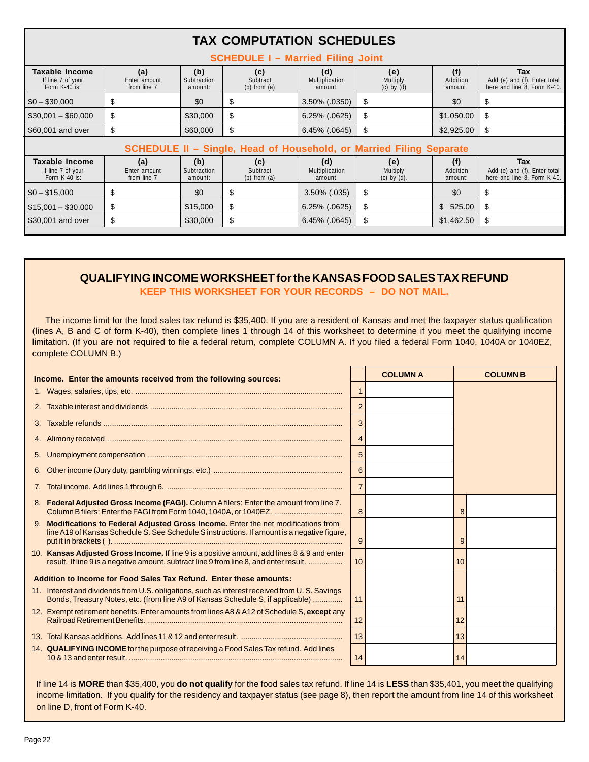# TAX COMPUTATION SCHEDULES

## SCHEDULE I – Married Filing Joint

| Taxable Income<br>If line 7 of your Form K-40 is: | (a)<br>Enter amount from line 7 | (b)<br>Subtraction amount: | (c)<br>Subtract (b) from (a) | (d)<br>Multiplication amount: | (e)<br>Multiply (c) by (d) | (f)<br>Addition amount: | Tax<br>Add (e) and (f). Enter total here and line 8, Form K-40. |
|---|---|---|---|---|---|---|---|
| $0 – $30,000 | $ | $0 | $ | 3.50% (.0350) | $ | $0 | $ |
| $30,001 – $60,000 | $ | $30,000 | $ | 6.25% (.0625) | $ | $1,050.00 | $ |
| $60,001 and over | $ | $60,000 | $ | 6.45% (.0645) | $ | $2,925.00 | $ |

## SCHEDULE II – Single, Head of Household, or Married Filing Separate

| Taxable Income<br>If line 7 of your Form K-40 is: | (a)<br>Enter amount from line 7 | (b)<br>Subtraction amount: | (c)<br>Subtract (b) from (a) | (d)<br>Multiplication amount: | (e)<br>Multiply (c) by (d). | (f)<br>Addition amount: | Tax<br>Add (e) and (f). Enter total here and line 8, Form K-40. |
|---|---|---|---|---|---|---|---|
| $0 – $15,000 | $ | $0 | $ | 3.50% (.035) | $ | $0 | $ |
| $15,001 – $30,000 | $ | $15,000 | $ | 6.25% (.0625) | $ | $ 525.00 | $ |
| $30,001 and over | $ | $30,000 | $ | 6.45% (.0645) | $ | $1,462.50 | $ |

# QUALIFYING INCOME WORKSHEET for the KANSAS FOOD SALES TAX REFUND

**KEEP THIS WORKSHEET FOR YOUR RECORDS – DO NOT MAIL.**

The income limit for the food sales tax refund is $35,400. If you are a resident of Kansas and met the taxpayer status qualification (lines A, B and C of form K-40), then complete lines 1 through 14 of this worksheet to determine if you meet the qualifying income limitation. (If you are **not** required to file a federal return, complete COLUMN A. If you filed a federal Form 1040, 1040A or 1040EZ, complete COLUMN B.)

| Income. Enter the amounts received from the following sources: | | COLUMN A | | COLUMN B |
|---|---|---|---|---|
| 1. Wages, salaries, tips, etc. | 1 | | | |
| 2. Taxable interest and dividends | 2 | | | |
| 3. Taxable refunds | 3 | | | |
| 4. Alimony received | 4 | | | |
| 5. Unemployment compensation | 5 | | | |
| 6. Other income (Jury duty, gambling winnings, etc.) | 6 | | | |
| 7. Total income. Add lines 1 through 6. | 7 | | | |
| 8. **Federal Adjusted Gross Income (FAGI).** Column A filers: Enter the amount from line 7. Column B filers: Enter the FAGI from Form 1040, 1040A, or 1040EZ. | 8 | | 8 | |
| 9. **Modifications to Federal Adjusted Gross Income.** Enter the net modifications from line A19 of Kansas Schedule S. See Schedule S instructions. If amount is a negative figure, put it in brackets ( ). | 9 | | 9 | |
| 10. **Kansas Adjusted Gross Income.** If line 9 is a positive amount, add lines 8 & 9 and enter result. If line 9 is a negative amount, subtract line 9 from line 8, and enter result. | 10 | | 10 | |
| **Addition to Income for Food Sales Tax Refund. Enter these amounts:** | | | | |
| 11. Interest and dividends from U.S. obligations, such as interest received from U. S. Savings Bonds, Treasury Notes, etc. (from line A9 of Kansas Schedule S, if applicable) | 11 | | 11 | |
| 12. Exempt retirement benefits. Enter amounts from lines A8 & A12 of Schedule S, **except** any Railroad Retirement Benefits. | 12 | | 12 | |
| 13. Total Kansas additions. Add lines 11 & 12 and enter result. | 13 | | 13 | |
| 14. **QUALIFYING INCOME** for the purpose of receiving a Food Sales Tax refund. Add lines 10 & 13 and enter result. | 14 | | 14 | |

If line 14 is **MORE** than $35,400, you **do not qualify** for the food sales tax refund. If line 14 is **LESS** than $35,401, you meet the qualifying income limitation. If you qualify for the residency and taxpayer status (see page 8), then report the amount from line 14 of this worksheet on line D, front of Form K-40.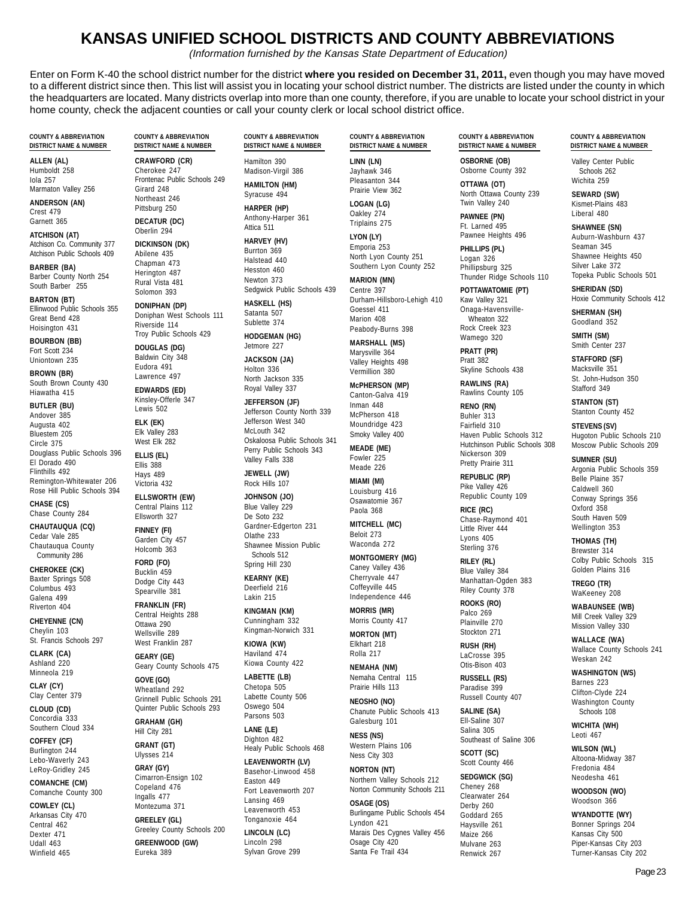# KANSAS UNIFIED SCHOOL DISTRICTS AND COUNTY ABBREVIATIONS

*(Information furnished by the Kansas State Department of Education)*

Enter on Form K-40 the school district number for the district **where you resided on December 31, 2011,** even though you may have moved to a different district since then. This list will assist you in locating your school district number. The districts are listed under the county in which the headquarters are located. Many districts overlap into more than one county, therefore, if you are unable to locate your school district in your home county, check the adjacent counties or call your county clerk or local school district office.

**COUNTY & ABBREVIATION**
**DISTRICT NAME & NUMBER**

**ALLEN (AL)**
Humboldt 258
Iola 257
Marmaton Valley 256

**ANDERSON (AN)**
Crest 479
Garnett 365

**ATCHISON (AT)**
Atchison Co. Community 377
Atchison Public Schools 409

**BARBER (BA)**
Barber County North 254
South Barber 255

**BARTON (BT)**
Ellinwood Public Schools 355
Great Bend 428
Hoisington 431

**BOURBON (BB)**
Fort Scott 234
Uniontown 235

**BROWN (BR)**
South Brown County 430
Hiawatha 415

**BUTLER (BU)**
Andover 385
Augusta 402
Bluestem 205
Circle 375
Douglass Public Schools 396
El Dorado 490
Flinthills 492
Remington-Whitewater 206
Rose Hill Public Schools 394

**CHASE (CS)**
Chase County 284

**CHAUTAUQUA (CQ)**
Cedar Vale 285
Chautauqua County Community 286

**CHEROKEE (CK)**
Baxter Springs 508
Columbus 493
Galena 499
Riverton 404

**CHEYENNE (CN)**
Cheylin 103
St. Francis Schools 297

**CLARK (CA)**
Ashland 220
Minneola 219

**CLAY (CY)**
Clay Center 379

**CLOUD (CD)**
Concordia 333
Southern Cloud 334

**COFFEY (CF)**
Burlington 244
Lebo-Waverly 243
LeRoy-Gridley 245

**COMANCHE (CM)**
Comanche County 300

**COWLEY (CL)**
Arkansas City 470
Central 462
Dexter 471
Udall 463
Winfield 465

**CRAWFORD (CR)**
Cherokee 247
Frontenac Public Schools 249
Girard 248
Northeast 246
Pittsburg 250

**DECATUR (DC)**
Oberlin 294

**DICKINSON (DK)**
Abilene 435
Chapman 473
Herington 487
Rural Vista 481
Solomon 393

**DONIPHAN (DP)**
Doniphan West Schools 111
Riverside 114
Troy Public Schools 429

**DOUGLAS (DG)**
Baldwin City 348
Eudora 491
Lawrence 497

**EDWARDS (ED)**
Kinsley-Offerle 347
Lewis 502

**ELK (EK)**
Elk Valley 283
West Elk 282

**ELLIS (EL)**
Ellis 388
Hays 489
Victoria 432

**ELLSWORTH (EW)**
Central Plains 112
Ellsworth 327

**FINNEY (FI)**
Garden City 457
Holcomb 363

**FORD (FO)**
Bucklin 459
Dodge City 443
Spearville 381

**FRANKLIN (FR)**
Central Heights 288
Ottawa 290
Wellsville 289
West Franklin 287

**GEARY (GE)**
Geary County Schools 475

**GOVE (GO)**
Wheatland 292
Grinnell Public Schools 291
Quinter Public Schools 293

**GRAHAM (GH)**
Hill City 281

**GRANT (GT)**
Ulysses 214

**GRAY (GY)**
Cimarron-Ensign 102
Copeland 476
Ingalls 477
Montezuma 371

**GREELEY (GL)**
Greeley County Schools 200

**GREENWOOD (GW)**
Eureka 389
Hamilton 390
Madison-Virgil 386

**HAMILTON (HM)**
Syracuse 494

**HARPER (HP)**
Anthony-Harper 361
Attica 511

**HARVEY (HV)**
Burrton 369
Halstead 440
Hesston 460
Newton 373
Sedgwick Public Schools 439

**HASKELL (HS)**
Satanta 507
Sublette 374

**HODGEMAN (HG)**
Jetmore 227

**JACKSON (JA)**
Holton 336
North Jackson 335
Royal Valley 337

**JEFFERSON (JF)**
Jefferson County North 339
Jefferson West 340
McLouth 342
Oskaloosa Public Schools 341
Perry Public Schools 343
Valley Falls 338

**JEWELL (JW)**
Rock Hills 107

**JOHNSON (JO)**
Blue Valley 229
De Soto 232
Gardner-Edgerton 231
Olathe 233
Shawnee Mission Public Schools 512
Spring Hill 230

**KEARNY (KE)**
Deerfield 216
Lakin 215

**KINGMAN (KM)**
Cunningham 332
Kingman-Norwich 331

**KIOWA (KW)**
Haviland 474
Kiowa County 422

**LABETTE (LB)**
Chetopa 505
Labette County 506
Oswego 504
Parsons 503

**LANE (LE)**
Dighton 482
Healy Public Schools 468

**LEAVENWORTH (LV)**
Basehor-Linwood 458
Easton 449
Fort Leavenworth 207
Lansing 469
Leavenworth 453
Tonganoxie 464

**LINCOLN (LC)**
Lincoln 298
Sylvan Grove 299

**LINN (LN)**
Jayhawk 346
Pleasanton 344
Prairie View 362

**LOGAN (LG)**
Oakley 274
Triplains 275

**LYON (LY)**
Emporia 253
North Lyon County 251
Southern Lyon County 252

**MARION (MN)**
Centre 397
Durham-Hillsboro-Lehigh 410
Goessel 411
Marion 408
Peabody-Burns 398

**MARSHALL (MS)**
Marysville 364
Valley Heights 498
Vermillion 380

**McPHERSON (MP)**
Canton-Galva 419
Inman 448
McPherson 418
Moundridge 423
Smoky Valley 400

**MEADE (ME)**
Fowler 225
Meade 226

**MIAMI (MI)**
Louisburg 416
Osawatomie 367
Paola 368

**MITCHELL (MC)**
Beloit 273
Waconda 272

**MONTGOMERY (MG)**
Caney Valley 436
Cherryvale 447
Coffeyville 445
Independence 446

**MORRIS (MR)**
Morris County 417

**MORTON (MT)**
Elkhart 218
Rolla 217

**NEMAHA (NM)**
Nemaha Central 115
Prairie Hills 113

**NEOSHO (NO)**
Chanute Public Schools 413
Galesburg 101

**NESS (NS)**
Western Plains 106
Ness City 303

**NORTON (NT)**
Northern Valley Schools 212
Norton Community Schools 211

**OSAGE (OS)**
Burlingame Public Schools 454
Lyndon 421
Marais Des Cygnes Valley 456
Osage City 420
Santa Fe Trail 434

**OSBORNE (OB)**
Osborne County 392

**OTTAWA (OT)**
North Ottawa County 239
Twin Valley 240

**PAWNEE (PN)**
Ft. Larned 495
Pawnee Heights 496

**PHILLIPS (PL)**
Logan 326
Phillipsburg 325
Thunder Ridge Schools 110

**POTTAWATOMIE (PT)**
Kaw Valley 321
Onaga-Havensville-Wheaton 322
Rock Creek 323
Wamego 320

**PRATT (PR)**
Pratt 382
Skyline Schools 438

**RAWLINS (RA)**
Rawlins County 105

**RENO (RN)**
Buhler 313
Fairfield 310
Haven Public Schools 312
Hutchinson Public Schools 308
Nickerson 309
Pretty Prairie 311

**REPUBLIC (RP)**
Pike Valley 426
Republic County 109

**RICE (RC)**
Chase-Raymond 401
Little River 444
Lyons 405
Sterling 376

**RILEY (RL)**
Blue Valley 384
Manhattan-Ogden 383
Riley County 378

**ROOKS (RO)**
Palco 269
Plainville 270
Stockton 271

**RUSH (RH)**
LaCrosse 395
Otis-Bison 403

**RUSSELL (RS)**
Paradise 399
Russell County 407

**SALINE (SA)**
Ell-Saline 307
Salina 305
Southeast of Saline 306

**SCOTT (SC)**
Scott County 466

**SEDGWICK (SG)**
Cheney 268
Clearwater 264
Derby 260
Goddard 265
Haysville 261
Maize 266
Mulvane 263
Renwick 267
Valley Center Public Schools 262
Wichita 259

**SEWARD (SW)**
Kismet-Plains 483
Liberal 480

**SHAWNEE (SN)**
Auburn-Washburn 437
Seaman 345
Shawnee Heights 450
Silver Lake 372
Topeka Public Schools 501

**SHERIDAN (SD)**
Hoxie Community Schools 412

**SHERMAN (SH)**
Goodland 352

**SMITH (SM)**
Smith Center 237

**STAFFORD (SF)**
Macksville 351
St. John-Hudson 350
Stafford 349

**STANTON (ST)**
Stanton County 452

**STEVENS (SV)**
Hugoton Public Schools 210
Moscow Public Schools 209

**SUMNER (SU)**
Argonia Public Schools 359
Belle Plaine 357
Caldwell 360
Conway Springs 356
Oxford 358
South Haven 509
Wellington 353

**THOMAS (TH)**
Brewster 314
Colby Public Schools 315
Golden Plains 316

**TREGO (TR)**
WaKeeney 208

**WABAUNSEE (WB)**
Mill Creek Valley 329
Mission Valley 330

**WALLACE (WA)**
Wallace County Schools 241
Weskan 242

**WASHINGTON (WS)**
Barnes 223
Clifton-Clyde 224
Washington County Schools 108

**WICHITA (WH)**
Leoti 467

**WILSON (WL)**
Altoona-Midway 387
Fredonia 484
Neodesha 461

**WOODSON (WO)**
Woodson 366

**WYANDOTTE (WY)**
Bonner Springs 204
Kansas City 500
Piper-Kansas City 203
Turner-Kansas City 202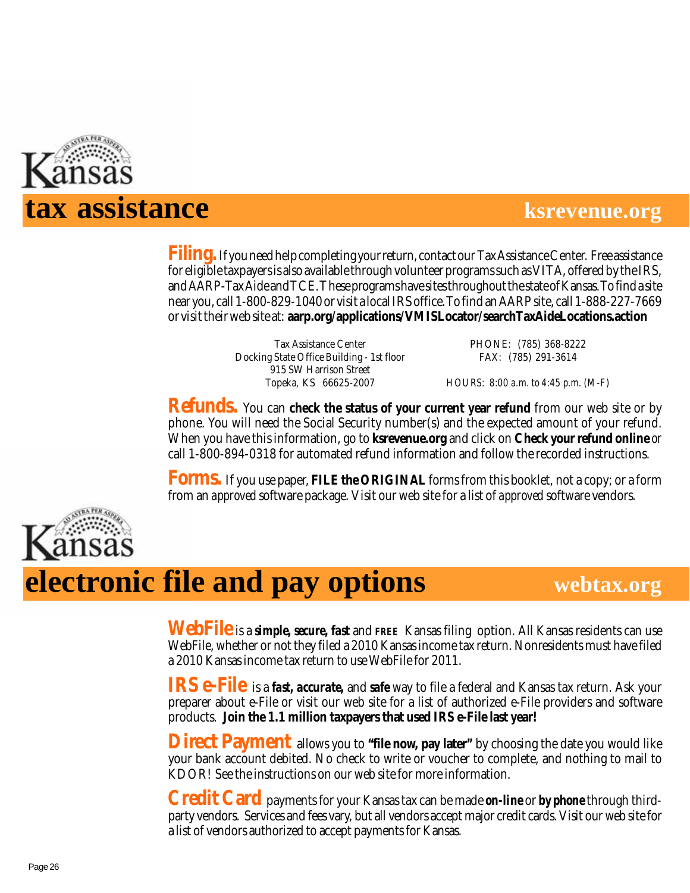Kansas

# tax assistance

**ksrevenue.org**

**Filing.** If you need help completing your return, contact our Tax Assistance Center. Free assistance for eligible taxpayers is also available through volunteer programs such as VITA, offered by the IRS, and AARP-Tax Aide and TCE. These programs have sites throughout the state of Kansas. To find a site near you, call 1-800-829-1040 or visit a local IRS office. To find an AARP site, call 1-888-227-7669 or visit their web site at: **aarp.org/applications/VMISLocator/searchTaxAideLocations.action**

Tax Assistance Center
Docking State Office Building - 1st floor
915 SW Harrison Street
Topeka, KS 66625-2007

PHONE: (785) 368-8222
FAX: (785) 291-3614

HOURS: 8:00 a.m. to 4:45 p.m. (M-F)

**Refunds.** You can **check the status of your current year refund** from our web site or by phone. You will need the Social Security number(s) and the expected amount of your refund. When you have this information, go to **ksrevenue.org** and click on **Check your refund online** or call 1-800-894-0318 for automated refund information and follow the recorded instructions.

**Forms.** If you use paper, **FILE the ORIGINAL** forms from this booklet, not a copy; or a form from an *approved* software package. Visit our web site for a list of *approved* software vendors.

Kansas

# electronic file and pay options

**webtax.org**

**WebFile** is a ***simple, secure, fast*** and **FREE** Kansas filing option. All Kansas residents can use WebFile, whether or not they filed a 2010 Kansas income tax return. Nonresidents must have filed a 2010 Kansas income tax return to use WebFile for 2011.

**IRS e-File** is a ***fast, accurate,*** and ***safe*** way to file a federal and Kansas tax return. Ask your preparer about e-File or visit our web site for a list of authorized e-File providers and software products. **Join the 1.1 million taxpayers that used IRS e-File last year!**

**Direct Payment** allows you to **"file now, pay later"** by choosing the date you would like your bank account debited. No check to write or voucher to complete, and nothing to mail to KDOR! See the instructions on our web site for more information.

**Credit Card** payments for your Kansas tax can be made **on-line** or **by phone** through third-party vendors. Services and fees vary, but all vendors accept major credit cards. Visit our web site for a list of vendors authorized to accept payments for Kansas.